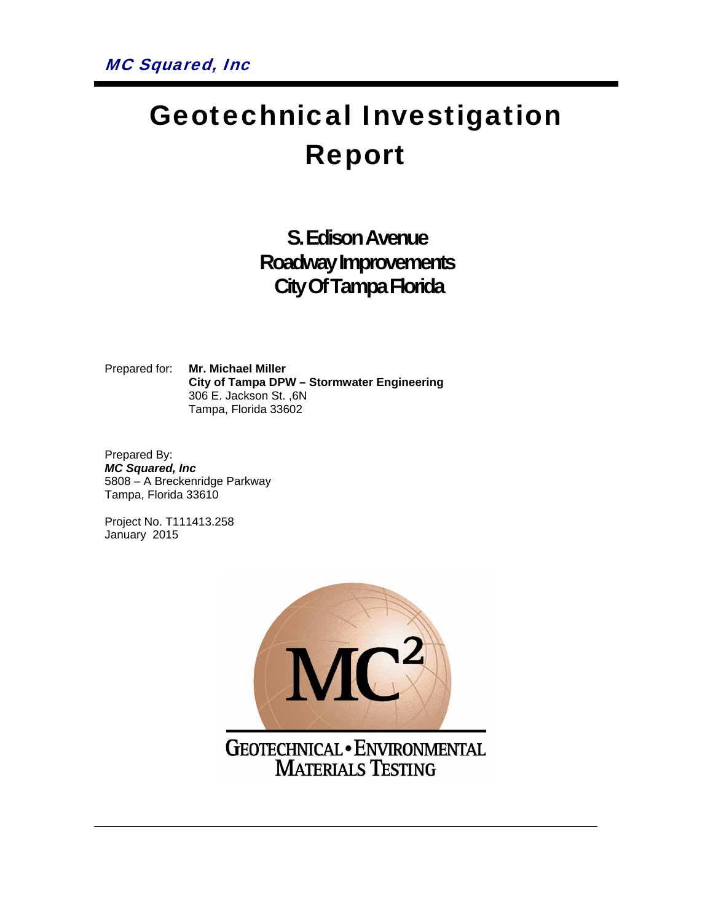*MC Squared, Inc*

# Geotechnical Investigation Report

## S. Edison Avenue Roadway Improvements City Of Tampa Florida

Prepared for: **Mr. Michael Miller**
**City of Tampa DPW – Stormwater Engineering**
306 E. Jackson St. ,6N
Tampa, Florida 33602

Prepared By:
***MC Squared, Inc***
5808 – A Breckenridge Parkway
Tampa, Florida 33610

Project No. T111413.258
January 2015

MC²

GEOTECHNICAL • ENVIRONMENTAL
MATERIALS TESTING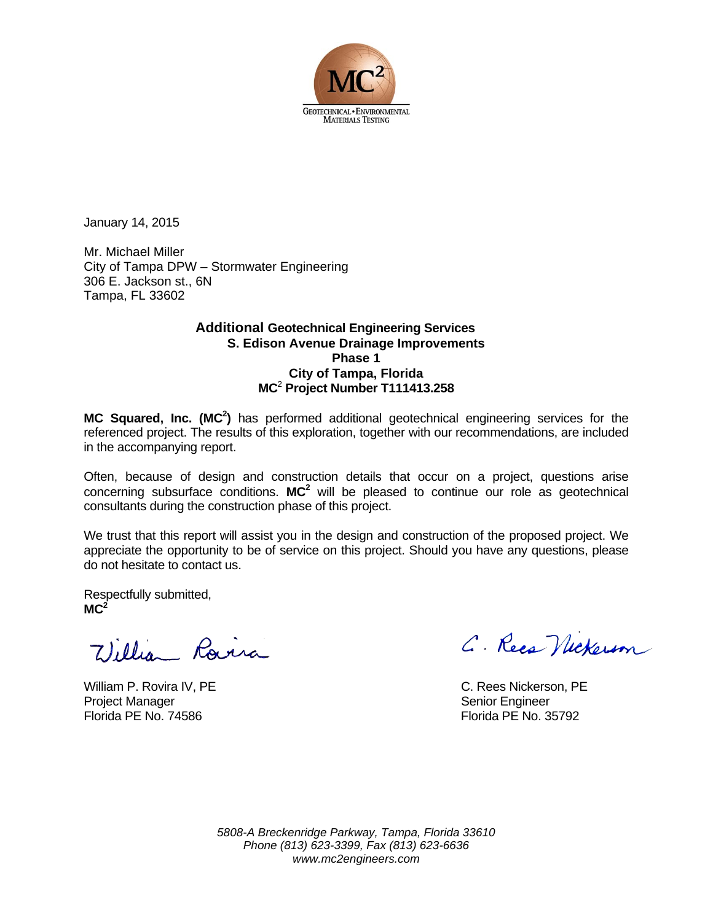GEOTECHNICAL • ENVIRONMENTAL
MATERIALS TESTING

January 14, 2015

Mr. Michael Miller
City of Tampa DPW – Stormwater Engineering
306 E. Jackson st., 6N
Tampa, FL 33602

**Additional Geotechnical Engineering Services**
**S. Edison Avenue Drainage Improvements**
**Phase 1**
**City of Tampa, Florida**
**MC² Project Number T111413.258**

**MC Squared, Inc. (MC²)** has performed additional geotechnical engineering services for the referenced project. The results of this exploration, together with our recommendations, are included in the accompanying report.

Often, because of design and construction details that occur on a project, questions arise concerning subsurface conditions. **MC²** will be pleased to continue our role as geotechnical consultants during the construction phase of this project.

We trust that this report will assist you in the design and construction of the proposed project. We appreciate the opportunity to be of service on this project. Should you have any questions, please do not hesitate to contact us.

Respectfully submitted,
**MC²**

William P. Rovira IV, PE
Project Manager
Florida PE No. 74586

C. Rees Nickerson, PE
Senior Engineer
Florida PE No. 35792

*5808-A Breckenridge Parkway, Tampa, Florida 33610*
*Phone (813) 623-3399, Fax (813) 623-6636*
*www.mc2engineers.com*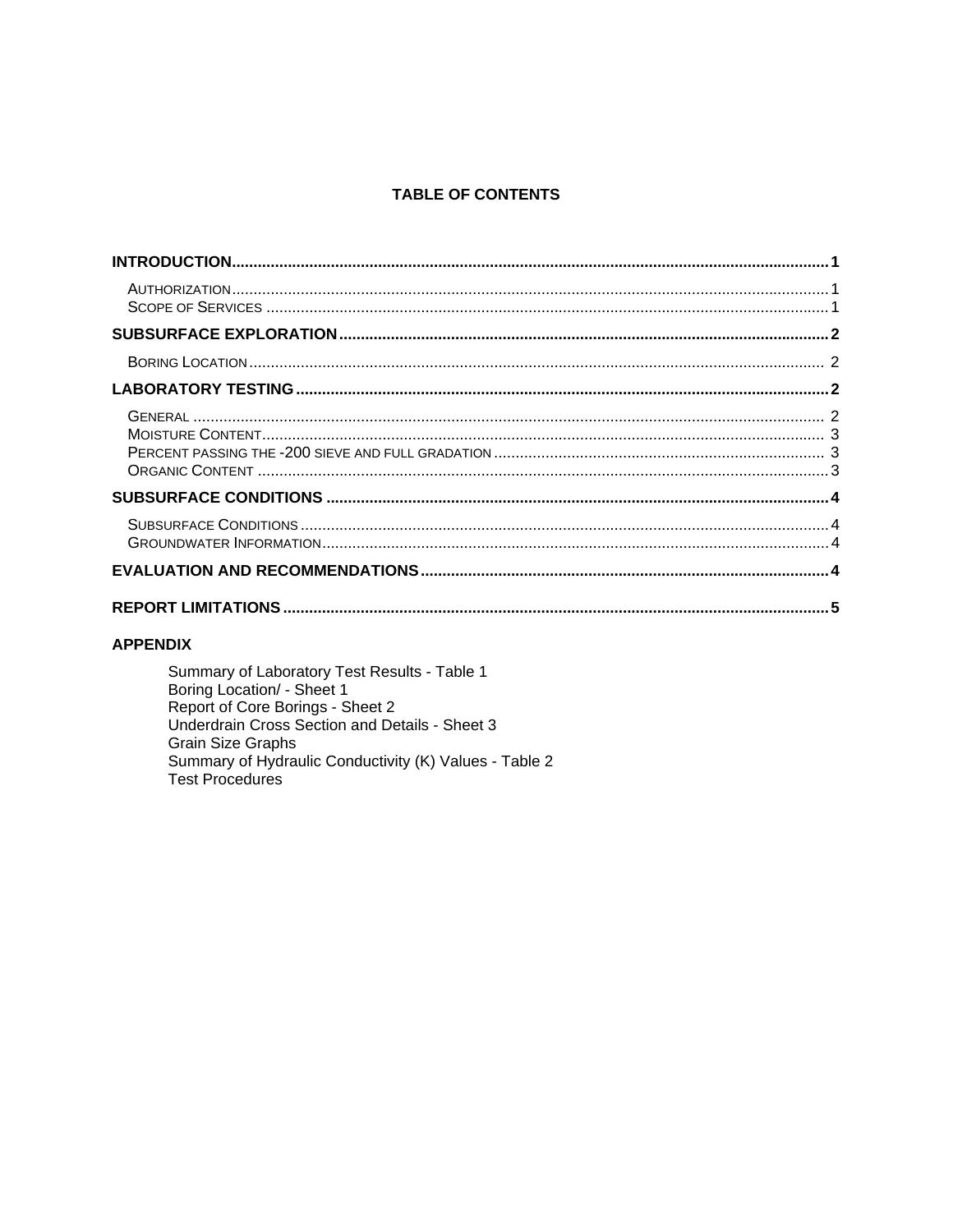# TABLE OF CONTENTS

**INTRODUCTION** .......... **1**

- Authorization .......... 1
- Scope of Services .......... 1

**SUBSURFACE EXPLORATION** .......... **2**

- Boring Location .......... 2

**LABORATORY TESTING** .......... **2**

- General .......... 2
- Moisture Content .......... 3
- Percent passing the -200 sieve and full gradation .......... 3
- Organic Content .......... 3

**SUBSURFACE CONDITIONS** .......... **4**

- Subsurface Conditions .......... 4
- Groundwater Information .......... 4

**EVALUATION AND RECOMMENDATIONS** .......... **4**

**REPORT LIMITATIONS** .......... **5**

**APPENDIX**

Summary of Laboratory Test Results - Table 1
Boring Location/ - Sheet 1
Report of Core Borings - Sheet 2
Underdrain Cross Section and Details - Sheet 3
Grain Size Graphs
Summary of Hydraulic Conductivity (K) Values - Table 2
Test Procedures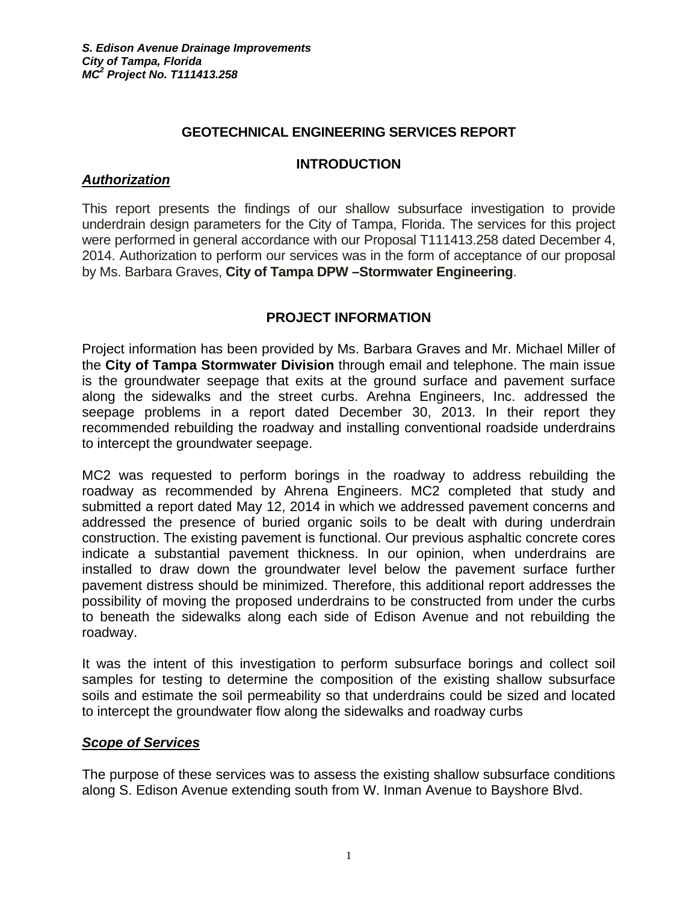## GEOTECHNICAL ENGINEERING SERVICES REPORT

## INTRODUCTION

### *Authorization*

This report presents the findings of our shallow subsurface investigation to provide underdrain design parameters for the City of Tampa, Florida. The services for this project were performed in general accordance with our Proposal T111413.258 dated December 4, 2014. Authorization to perform our services was in the form of acceptance of our proposal by Ms. Barbara Graves, **City of Tampa DPW –Stormwater Engineering**.

## PROJECT INFORMATION

Project information has been provided by Ms. Barbara Graves and Mr. Michael Miller of the **City of Tampa Stormwater Division** through email and telephone. The main issue is the groundwater seepage that exits at the ground surface and pavement surface along the sidewalks and the street curbs. Arehna Engineers, Inc. addressed the seepage problems in a report dated December 30, 2013. In their report they recommended rebuilding the roadway and installing conventional roadside underdrains to intercept the groundwater seepage.

MC2 was requested to perform borings in the roadway to address rebuilding the roadway as recommended by Ahrena Engineers. MC2 completed that study and submitted a report dated May 12, 2014 in which we addressed pavement concerns and addressed the presence of buried organic soils to be dealt with during underdrain construction. The existing pavement is functional. Our previous asphaltic concrete cores indicate a substantial pavement thickness. In our opinion, when underdrains are installed to draw down the groundwater level below the pavement surface further pavement distress should be minimized. Therefore, this additional report addresses the possibility of moving the proposed underdrains to be constructed from under the curbs to beneath the sidewalks along each side of Edison Avenue and not rebuilding the roadway.

It was the intent of this investigation to perform subsurface borings and collect soil samples for testing to determine the composition of the existing shallow subsurface soils and estimate the soil permeability so that underdrains could be sized and located to intercept the groundwater flow along the sidewalks and roadway curbs

### *Scope of Services*

The purpose of these services was to assess the existing shallow subsurface conditions along S. Edison Avenue extending south from W. Inman Avenue to Bayshore Blvd.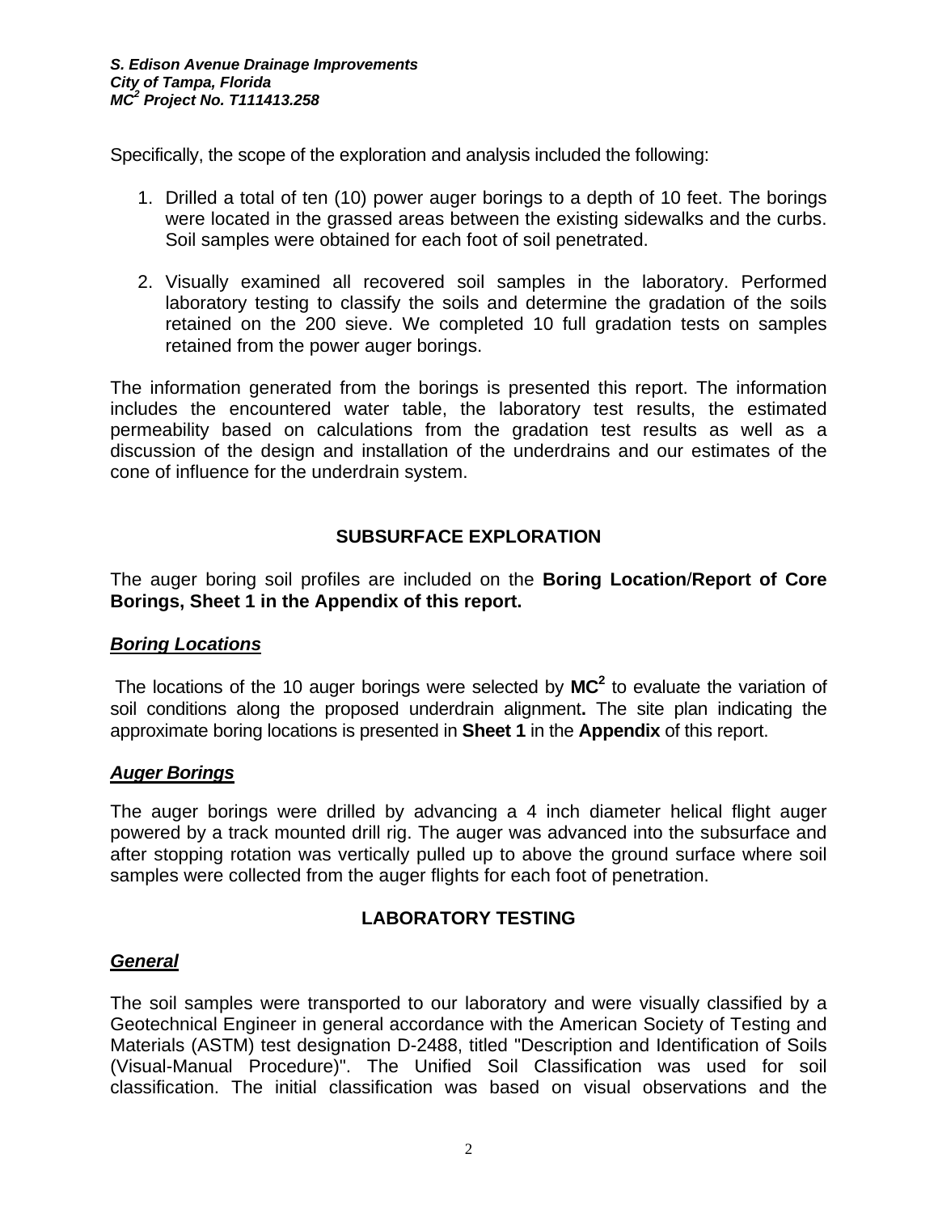Specifically, the scope of the exploration and analysis included the following:

1. Drilled a total of ten (10) power auger borings to a depth of 10 feet. The borings were located in the grassed areas between the existing sidewalks and the curbs. Soil samples were obtained for each foot of soil penetrated.

2. Visually examined all recovered soil samples in the laboratory. Performed laboratory testing to classify the soils and determine the gradation of the soils retained on the 200 sieve. We completed 10 full gradation tests on samples retained from the power auger borings.

The information generated from the borings is presented this report. The information includes the encountered water table, the laboratory test results, the estimated permeability based on calculations from the gradation test results as well as a discussion of the design and installation of the underdrains and our estimates of the cone of influence for the underdrain system.

## SUBSURFACE EXPLORATION

The auger boring soil profiles are included on the **Boring Location**/**Report of Core Borings, Sheet 1 in the Appendix of this report.**

### ***Boring Locations***

The locations of the 10 auger borings were selected by **MC$^2$** to evaluate the variation of soil conditions along the proposed underdrain alignment**.** The site plan indicating the approximate boring locations is presented in **Sheet 1** in the **Appendix** of this report.

### ***Auger Borings***

The auger borings were drilled by advancing a 4 inch diameter helical flight auger powered by a track mounted drill rig. The auger was advanced into the subsurface and after stopping rotation was vertically pulled up to above the ground surface where soil samples were collected from the auger flights for each foot of penetration.

## LABORATORY TESTING

### ***General***

The soil samples were transported to our laboratory and were visually classified by a Geotechnical Engineer in general accordance with the American Society of Testing and Materials (ASTM) test designation D-2488, titled "Description and Identification of Soils (Visual-Manual Procedure)". The Unified Soil Classification was used for soil classification. The initial classification was based on visual observations and the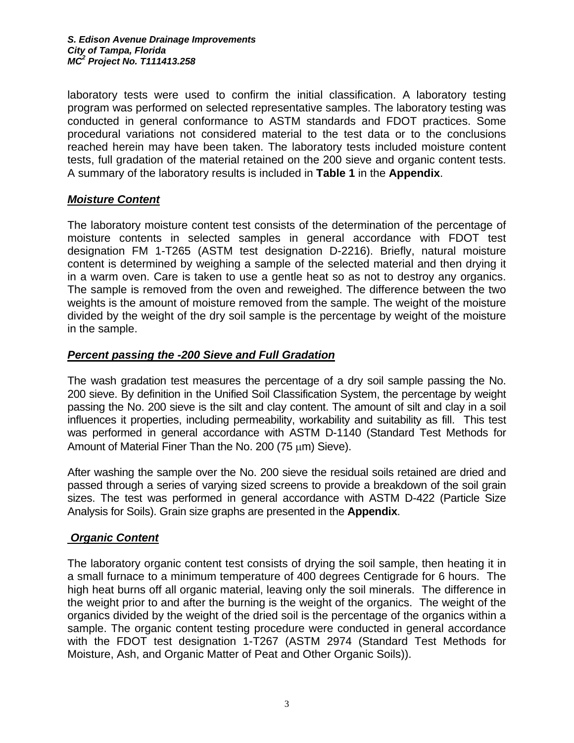laboratory tests were used to confirm the initial classification. A laboratory testing program was performed on selected representative samples. The laboratory testing was conducted in general conformance to ASTM standards and FDOT practices. Some procedural variations not considered material to the test data or to the conclusions reached herein may have been taken. The laboratory tests included moisture content tests, full gradation of the material retained on the 200 sieve and organic content tests. A summary of the laboratory results is included in **Table 1** in the **Appendix**.

### ***Moisture Content***

The laboratory moisture content test consists of the determination of the percentage of moisture contents in selected samples in general accordance with FDOT test designation FM 1-T265 (ASTM test designation D-2216). Briefly, natural moisture content is determined by weighing a sample of the selected material and then drying it in a warm oven. Care is taken to use a gentle heat so as not to destroy any organics. The sample is removed from the oven and reweighed. The difference between the two weights is the amount of moisture removed from the sample. The weight of the moisture divided by the weight of the dry soil sample is the percentage by weight of the moisture in the sample.

### ***Percent passing the -200 Sieve and Full Gradation***

The wash gradation test measures the percentage of a dry soil sample passing the No. 200 sieve. By definition in the Unified Soil Classification System, the percentage by weight passing the No. 200 sieve is the silt and clay content. The amount of silt and clay in a soil influences it properties, including permeability, workability and suitability as fill. This test was performed in general accordance with ASTM D-1140 (Standard Test Methods for Amount of Material Finer Than the No. 200 (75 μm) Sieve).

After washing the sample over the No. 200 sieve the residual soils retained are dried and passed through a series of varying sized screens to provide a breakdown of the soil grain sizes. The test was performed in general accordance with ASTM D-422 (Particle Size Analysis for Soils). Grain size graphs are presented in the **Appendix**.

### ***Organic Content***

The laboratory organic content test consists of drying the soil sample, then heating it in a small furnace to a minimum temperature of 400 degrees Centigrade for 6 hours. The high heat burns off all organic material, leaving only the soil minerals. The difference in the weight prior to and after the burning is the weight of the organics. The weight of the organics divided by the weight of the dried soil is the percentage of the organics within a sample. The organic content testing procedure were conducted in general accordance with the FDOT test designation 1-T267 (ASTM 2974 (Standard Test Methods for Moisture, Ash, and Organic Matter of Peat and Other Organic Soils)).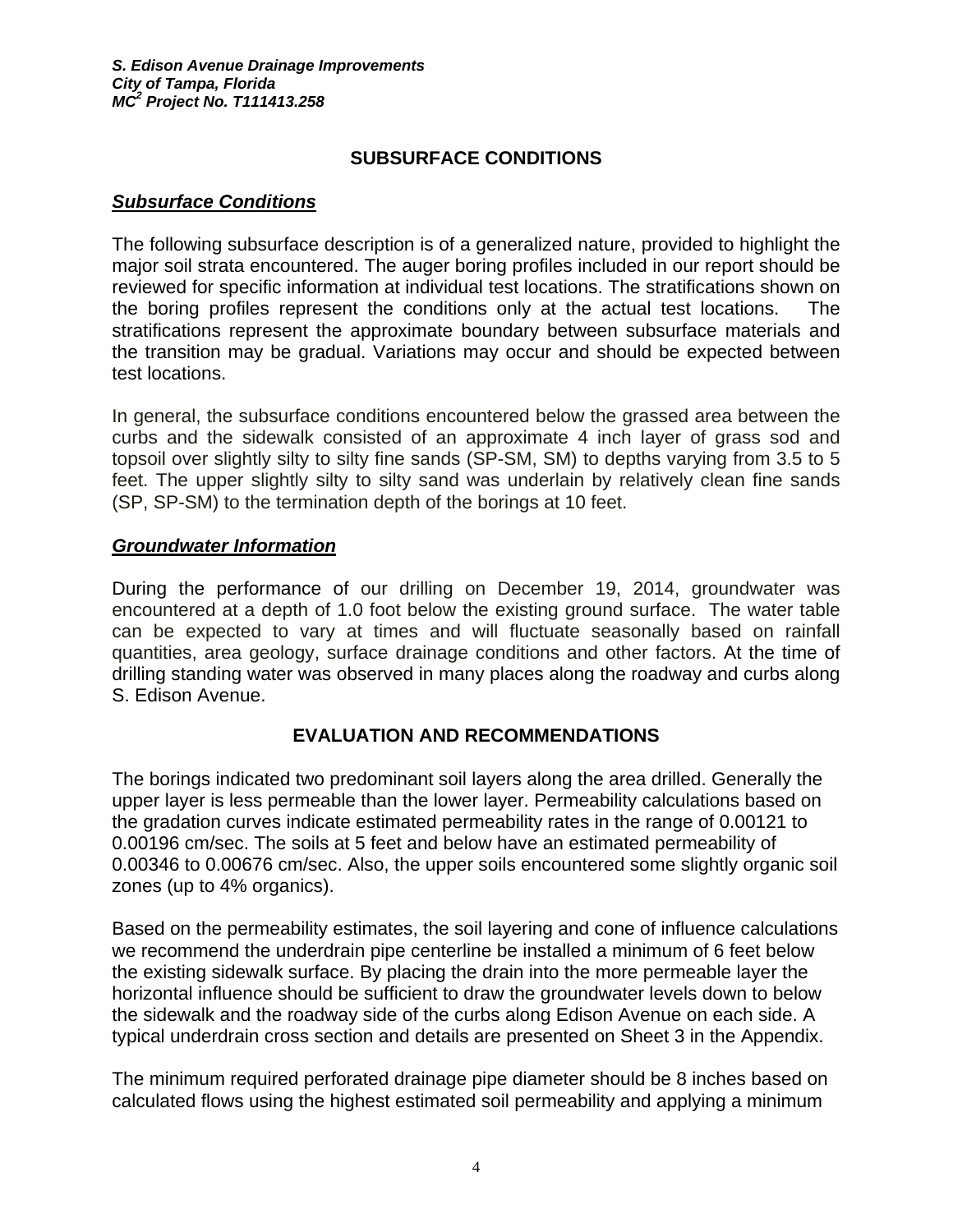## SUBSURFACE CONDITIONS

### *Subsurface Conditions*

The following subsurface description is of a generalized nature, provided to highlight the major soil strata encountered. The auger boring profiles included in our report should be reviewed for specific information at individual test locations. The stratifications shown on the boring profiles represent the conditions only at the actual test locations. The stratifications represent the approximate boundary between subsurface materials and the transition may be gradual. Variations may occur and should be expected between test locations.

In general, the subsurface conditions encountered below the grassed area between the curbs and the sidewalk consisted of an approximate 4 inch layer of grass sod and topsoil over slightly silty to silty fine sands (SP-SM, SM) to depths varying from 3.5 to 5 feet. The upper slightly silty to silty sand was underlain by relatively clean fine sands (SP, SP-SM) to the termination depth of the borings at 10 feet.

### *Groundwater Information*

During the performance of our drilling on December 19, 2014, groundwater was encountered at a depth of 1.0 foot below the existing ground surface. The water table can be expected to vary at times and will fluctuate seasonally based on rainfall quantities, area geology, surface drainage conditions and other factors. At the time of drilling standing water was observed in many places along the roadway and curbs along S. Edison Avenue.

## EVALUATION AND RECOMMENDATIONS

The borings indicated two predominant soil layers along the area drilled. Generally the upper layer is less permeable than the lower layer. Permeability calculations based on the gradation curves indicate estimated permeability rates in the range of 0.00121 to 0.00196 cm/sec. The soils at 5 feet and below have an estimated permeability of 0.00346 to 0.00676 cm/sec. Also, the upper soils encountered some slightly organic soil zones (up to 4% organics).

Based on the permeability estimates, the soil layering and cone of influence calculations we recommend the underdrain pipe centerline be installed a minimum of 6 feet below the existing sidewalk surface. By placing the drain into the more permeable layer the horizontal influence should be sufficient to draw the groundwater levels down to below the sidewalk and the roadway side of the curbs along Edison Avenue on each side. A typical underdrain cross section and details are presented on Sheet 3 in the Appendix.

The minimum required perforated drainage pipe diameter should be 8 inches based on calculated flows using the highest estimated soil permeability and applying a minimum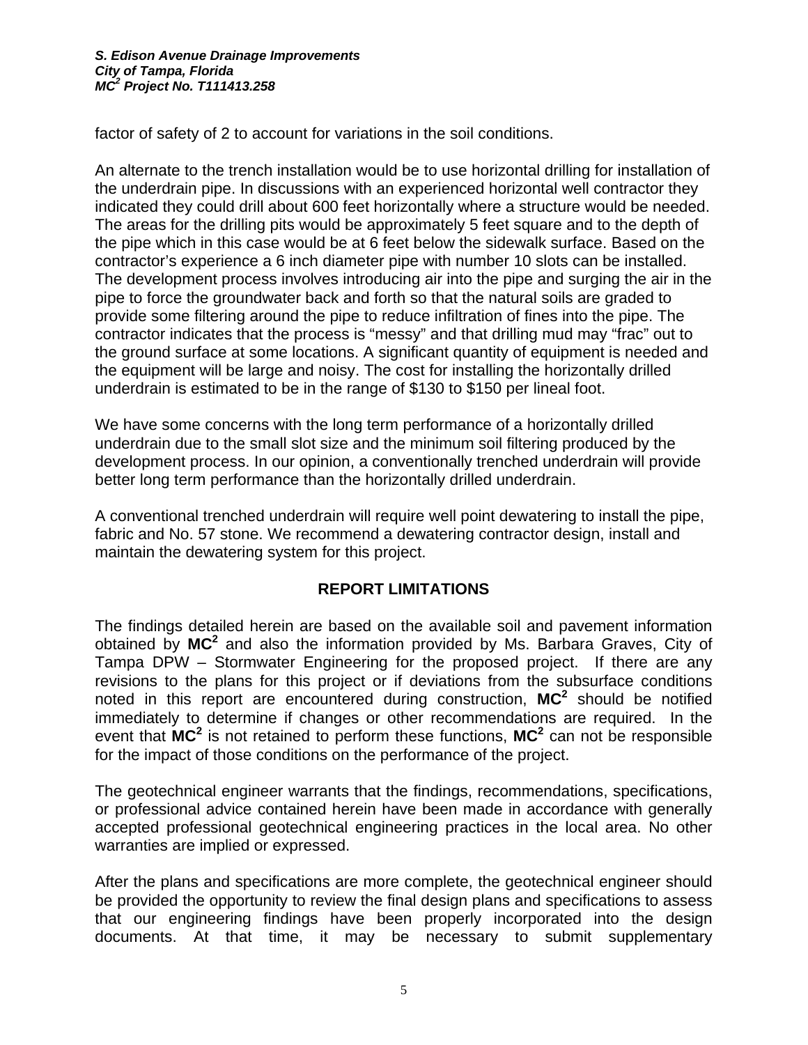factor of safety of 2 to account for variations in the soil conditions.

An alternate to the trench installation would be to use horizontal drilling for installation of the underdrain pipe. In discussions with an experienced horizontal well contractor they indicated they could drill about 600 feet horizontally where a structure would be needed. The areas for the drilling pits would be approximately 5 feet square and to the depth of the pipe which in this case would be at 6 feet below the sidewalk surface. Based on the contractor's experience a 6 inch diameter pipe with number 10 slots can be installed. The development process involves introducing air into the pipe and surging the air in the pipe to force the groundwater back and forth so that the natural soils are graded to provide some filtering around the pipe to reduce infiltration of fines into the pipe. The contractor indicates that the process is "messy" and that drilling mud may "frac" out to the ground surface at some locations. A significant quantity of equipment is needed and the equipment will be large and noisy. The cost for installing the horizontally drilled underdrain is estimated to be in the range of $130 to $150 per lineal foot.

We have some concerns with the long term performance of a horizontally drilled underdrain due to the small slot size and the minimum soil filtering produced by the development process. In our opinion, a conventionally trenched underdrain will provide better long term performance than the horizontally drilled underdrain.

A conventional trenched underdrain will require well point dewatering to install the pipe, fabric and No. 57 stone. We recommend a dewatering contractor design, install and maintain the dewatering system for this project.

## REPORT LIMITATIONS

The findings detailed herein are based on the available soil and pavement information obtained by **MC²** and also the information provided by Ms. Barbara Graves, City of Tampa DPW – Stormwater Engineering for the proposed project. If there are any revisions to the plans for this project or if deviations from the subsurface conditions noted in this report are encountered during construction, **MC²** should be notified immediately to determine if changes or other recommendations are required. In the event that **MC²** is not retained to perform these functions, **MC²** can not be responsible for the impact of those conditions on the performance of the project.

The geotechnical engineer warrants that the findings, recommendations, specifications, or professional advice contained herein have been made in accordance with generally accepted professional geotechnical engineering practices in the local area. No other warranties are implied or expressed.

After the plans and specifications are more complete, the geotechnical engineer should be provided the opportunity to review the final design plans and specifications to assess that our engineering findings have been properly incorporated into the design documents. At that time, it may be necessary to submit supplementary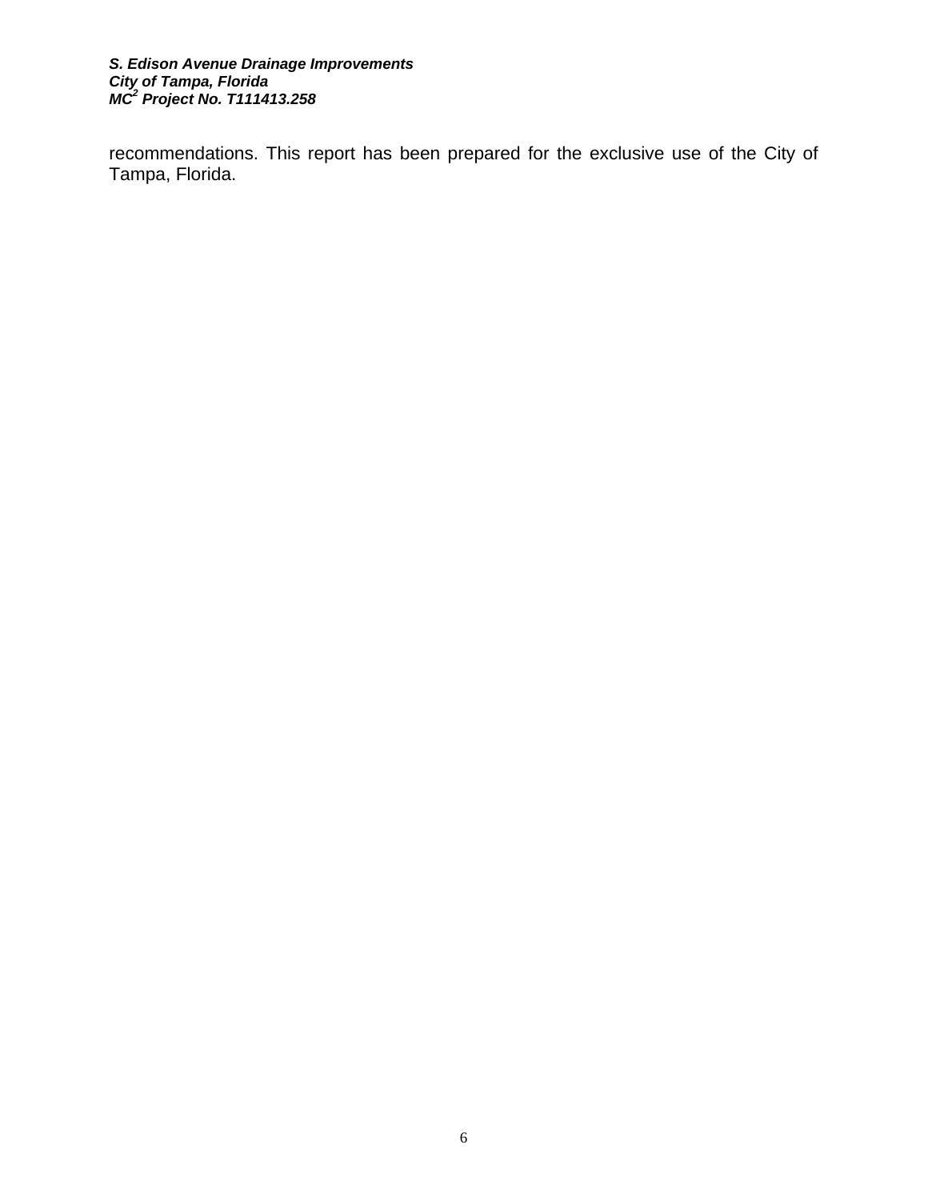recommendations. This report has been prepared for the exclusive use of the City of Tampa, Florida.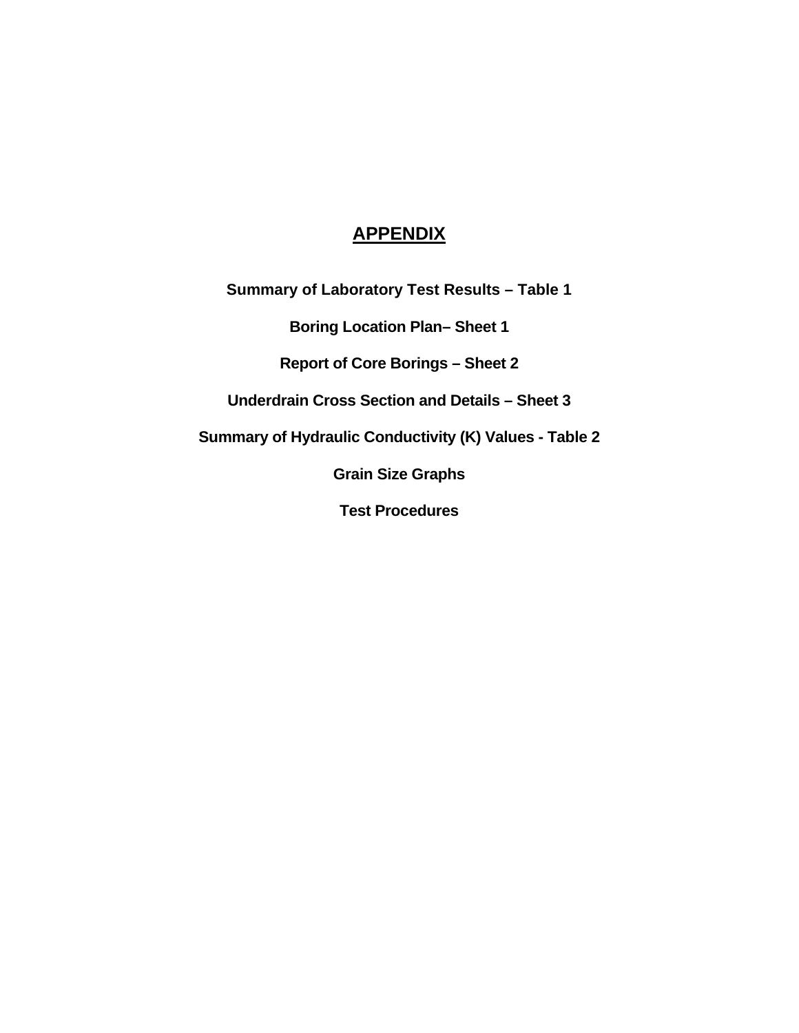# APPENDIX

**Summary of Laboratory Test Results – Table 1**

**Boring Location Plan– Sheet 1**

**Report of Core Borings – Sheet 2**

**Underdrain Cross Section and Details – Sheet 3**

**Summary of Hydraulic Conductivity (K) Values - Table 2**

**Grain Size Graphs**

**Test Procedures**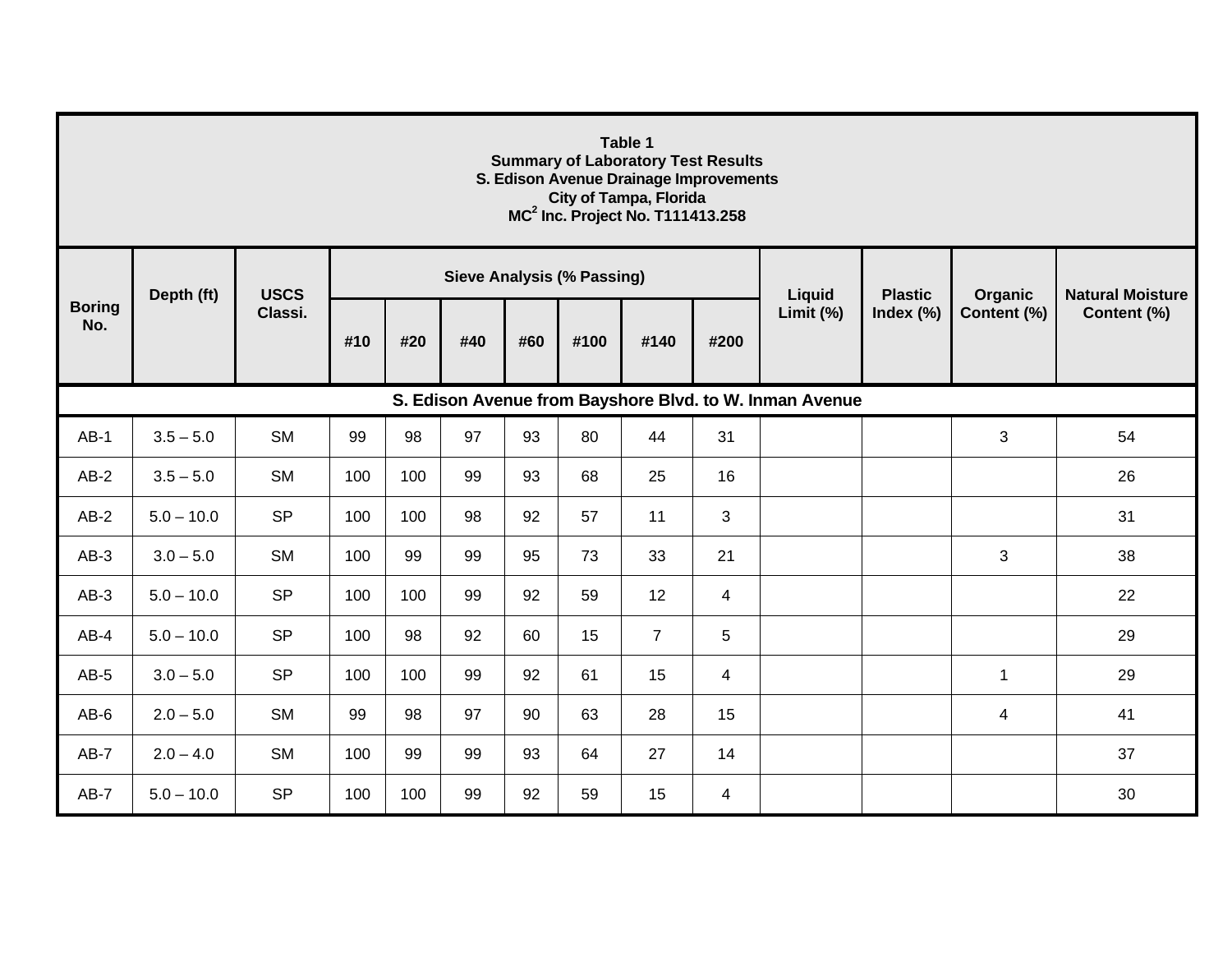**Table 1**
**Summary of Laboratory Test Results**
**S. Edison Avenue Drainage Improvements**
**City of Tampa, Florida**
**MC[2] Inc. Project No. T111413.258**

| Boring No. | Depth (ft) | USCS Classi. | Sieve Analysis (% Passing) | | | | | | | Liquid Limit (%) | Plastic Index (%) | Organic Content (%) | Natural Moisture Content (%) |
|---|---|---|---|---|---|---|---|---|---|---|---|---|---|
| | | | #10 | #20 | #40 | #60 | #100 | #140 | #200 | | | | |
| **S. Edison Avenue from Bayshore Blvd. to W. Inman Avenue** | | | | | | | | | | | | | |
| AB-1 | 3.5 – 5.0 | SM | 99 | 98 | 97 | 93 | 80 | 44 | 31 | | | 3 | 54 |
| AB-2 | 3.5 – 5.0 | SM | 100 | 100 | 99 | 93 | 68 | 25 | 16 | | | | 26 |
| AB-2 | 5.0 – 10.0 | SP | 100 | 100 | 98 | 92 | 57 | 11 | 3 | | | | 31 |
| AB-3 | 3.0 – 5.0 | SM | 100 | 99 | 99 | 95 | 73 | 33 | 21 | | | 3 | 38 |
| AB-3 | 5.0 – 10.0 | SP | 100 | 100 | 99 | 92 | 59 | 12 | 4 | | | | 22 |
| AB-4 | 5.0 – 10.0 | SP | 100 | 98 | 92 | 60 | 15 | 7 | 5 | | | | 29 |
| AB-5 | 3.0 – 5.0 | SP | 100 | 100 | 99 | 92 | 61 | 15 | 4 | | | 1 | 29 |
| AB-6 | 2.0 – 5.0 | SM | 99 | 98 | 97 | 90 | 63 | 28 | 15 | | | 4 | 41 |
| AB-7 | 2.0 – 4.0 | SM | 100 | 99 | 99 | 93 | 64 | 27 | 14 | | | | 37 |
| AB-7 | 5.0 – 10.0 | SP | 100 | 100 | 99 | 92 | 59 | 15 | 4 | | | | 30 |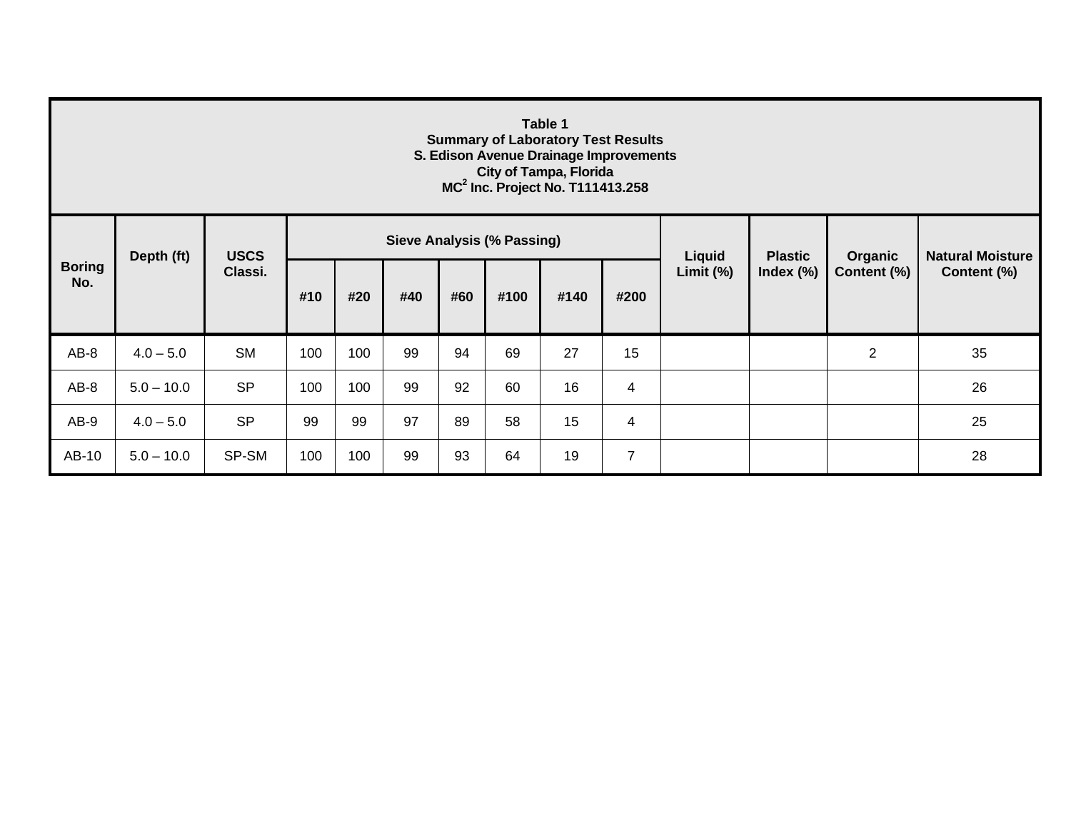**Table 1**
**Summary of Laboratory Test Results**
**S. Edison Avenue Drainage Improvements**
**City of Tampa, Florida**
**MC[2] Inc. Project No. T111413.258**

| Boring No. | Depth (ft) | USCS Classi. | Sieve Analysis (% Passing) | | | | | | | Liquid Limit (%) | Plastic Index (%) | Organic Content (%) | Natural Moisture Content (%) |
|---|---|---|---|---|---|---|---|---|---|---|---|---|---|
| | | | #10 | #20 | #40 | #60 | #100 | #140 | #200 | | | | |
| AB-8 | 4.0 – 5.0 | SM | 100 | 100 | 99 | 94 | 69 | 27 | 15 | | | 2 | 35 |
| AB-8 | 5.0 – 10.0 | SP | 100 | 100 | 99 | 92 | 60 | 16 | 4 | | | | 26 |
| AB-9 | 4.0 – 5.0 | SP | 99 | 99 | 97 | 89 | 58 | 15 | 4 | | | | 25 |
| AB-10 | 5.0 – 10.0 | SP-SM | 100 | 100 | 99 | 93 | 64 | 19 | 7 | | | | 28 |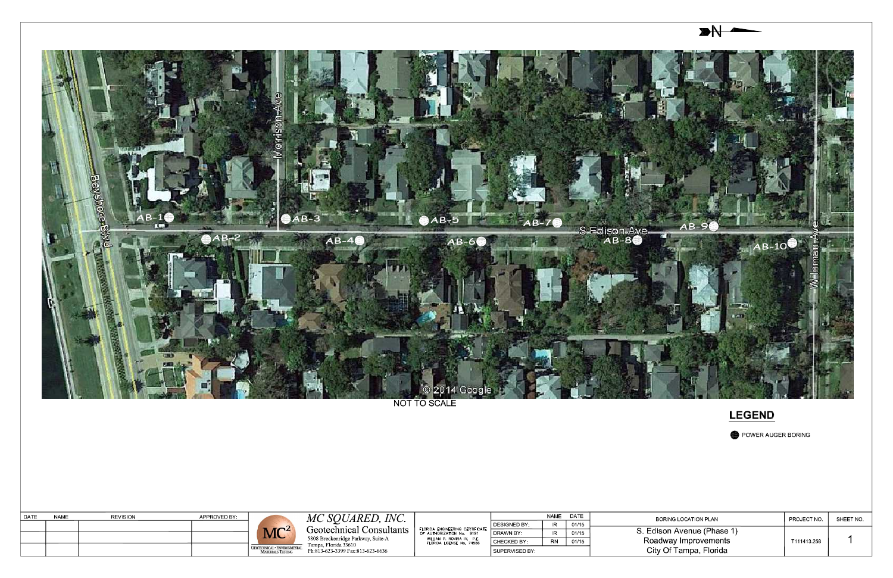N

Bayshore Blvd

Morison Ave

S Edison Ave

W Inman Ave

AB-1
AB-2
AB-3
AB-4
AB-5
AB-6
AB-7
AB-8
AB-9
AB-10

© 2014 Google

NOT TO SCALE

**LEGEND**

POWER AUGER BORING

| DATE | NAME | REVISION | APPROVED BY: |
|---|---|---|---|
| | | | |
| | | | |
| | | | |

MC² GEOTECHNICAL • ENVIRONMENTAL MATERIALS TESTING

*MC SQUARED, INC.*
Geotechnical Consultants
5808 Breckenridge Parkway, Suite-A
Tampa, Florida 33610
Ph:813-623-3399 Fax:813-623-6636

FLORIDA ENGINEERING CERTIFICATE OF AUTHORIZATION No. 9191
WILLIAM P. ROVIRA IV, P.E.
FLORIDA LICENSE No. 74586

| | NAME | DATE |
|---|---|---|
| DESIGNED BY: | IR | 01/15 |
| DRAWN BY: | IR | 01/15 |
| CHECKED BY: | RN | 01/15 |
| SUPERVISED BY: | | |

| BORING LOCATION PLAN | PROJECT NO. | SHEET NO. |
|---|---|---|
| S. Edison Avenue (Phase 1) Roadway Improvements City Of Tampa, Florida | T111413.258 | 1 |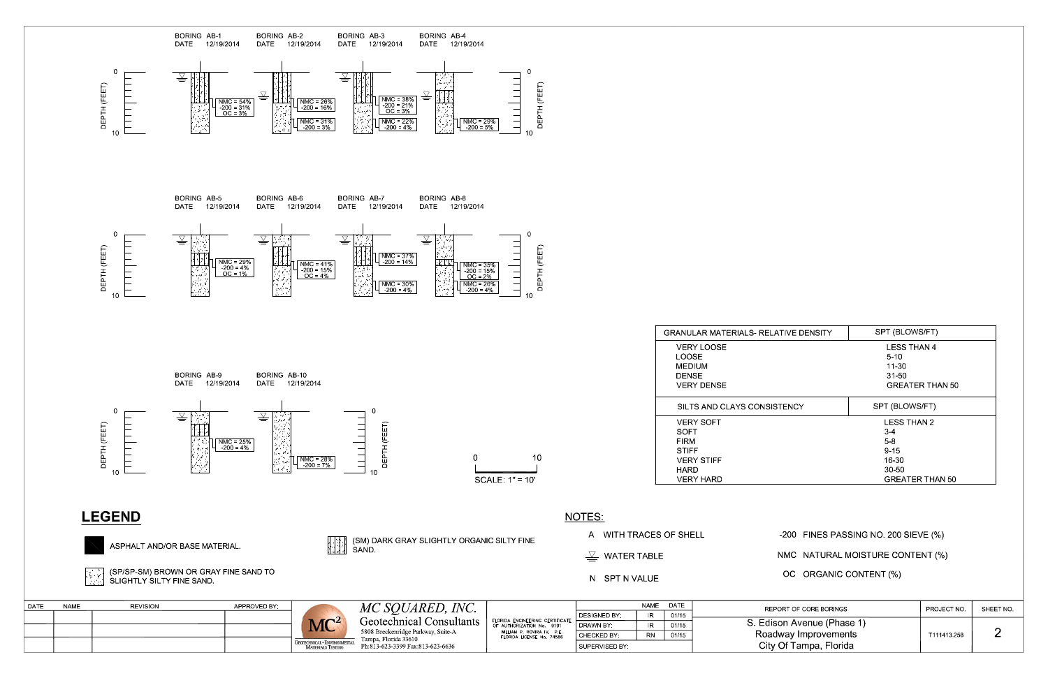BORING AB-1 DATE 12/19/2014

NMC = 54%
-200 = 31%
OC = 3%

BORING AB-2 DATE 12/19/2014

NMC = 26%
-200 = 16%

NMC = 31%
-200 = 3%

BORING AB-3 DATE 12/19/2014

NMC = 38%
-200 = 21%
OC = 3%

NMC = 22%
-200 = 4%

BORING AB-4 DATE 12/19/2014

NMC = 29%
-200 = 5%

BORING AB-5 DATE 12/19/2014

NMC = 29%
-200 = 4%
OC = 1%

BORING AB-6 DATE 12/19/2014

NMC = 41%
-200 = 15%
OC = 4%

BORING AB-7 DATE 12/19/2014

NMC = 37%
-200 = 14%

NMC = 30%
-200 = 4%

BORING AB-8 DATE 12/19/2014

NMC = 35%
-200 = 15%
OC = 2%

NMC = 26%
-200 = 4%

BORING AB-9 DATE 12/19/2014

NMC = 25%
-200 = 4%

BORING AB-10 DATE 12/19/2014

NMC = 28%
-200 = 7%

DEPTH (FEET) 0 – 10

SCALE: 1" = 10'

| GRANULAR MATERIALS- RELATIVE DENSITY | SPT (BLOWS/FT) |
|---|---|
| VERY LOOSE | LESS THAN 4 |
| LOOSE | 5-10 |
| MEDIUM | 11-30 |
| DENSE | 31-50 |
| VERY DENSE | GREATER THAN 50 |

| SILTS AND CLAYS CONSISTENCY | SPT (BLOWS/FT) |
|---|---|
| VERY SOFT | LESS THAN 2 |
| SOFT | 3-4 |
| FIRM | 5-8 |
| STIFF | 9-15 |
| VERY STIFF | 16-30 |
| HARD | 30-50 |
| VERY HARD | GREATER THAN 50 |

## LEGEND

- ASPHALT AND/OR BASE MATERIAL.
- (SM) DARK GRAY SLIGHTLY ORGANIC SILTY FINE SAND.
- (SP/SP-SM) BROWN OR GRAY FINE SAND TO SLIGHTLY SILTY FINE SAND.

## NOTES:

- A WITH TRACES OF SHELL
- WATER TABLE
- N SPT N VALUE
- -200 FINES PASSING NO. 200 SIEVE (%)
- NMC NATURAL MOISTURE CONTENT (%)
- OC ORGANIC CONTENT (%)

| DATE | NAME | REVISION | APPROVED BY: |
|---|---|---|---|
| | | | |
| | | | |
| | | | |

*MC SQUARED, INC.*
Geotechnical Consultants
5808 Breckenridge Parkway, Suite-A
Tampa, Florida 33610
Ph:813-623-3399 Fax:813-623-6636

GEOTECHNICAL • ENVIRONMENTAL MATERIALS TESTING

FLORIDA ENGINEERING CERTIFICATE OF AUTHORIZATION No. 9191
WILLIAM P. ROVIRA IV, P.E.
FLORIDA LICENSE No. 74586

| | NAME | DATE |
|---|---|---|
| DESIGNED BY: | IR | 01/15 |
| DRAWN BY: | IR | 01/15 |
| CHECKED BY: | RN | 01/15 |
| SUPERVISED BY: | | |

REPORT OF CORE BORINGS
S. Edison Avenue (Phase 1)
Roadway Improvements
City Of Tampa, Florida

| PROJECT NO. | SHEET NO. |
|---|---|
| T111413.258 | 2 |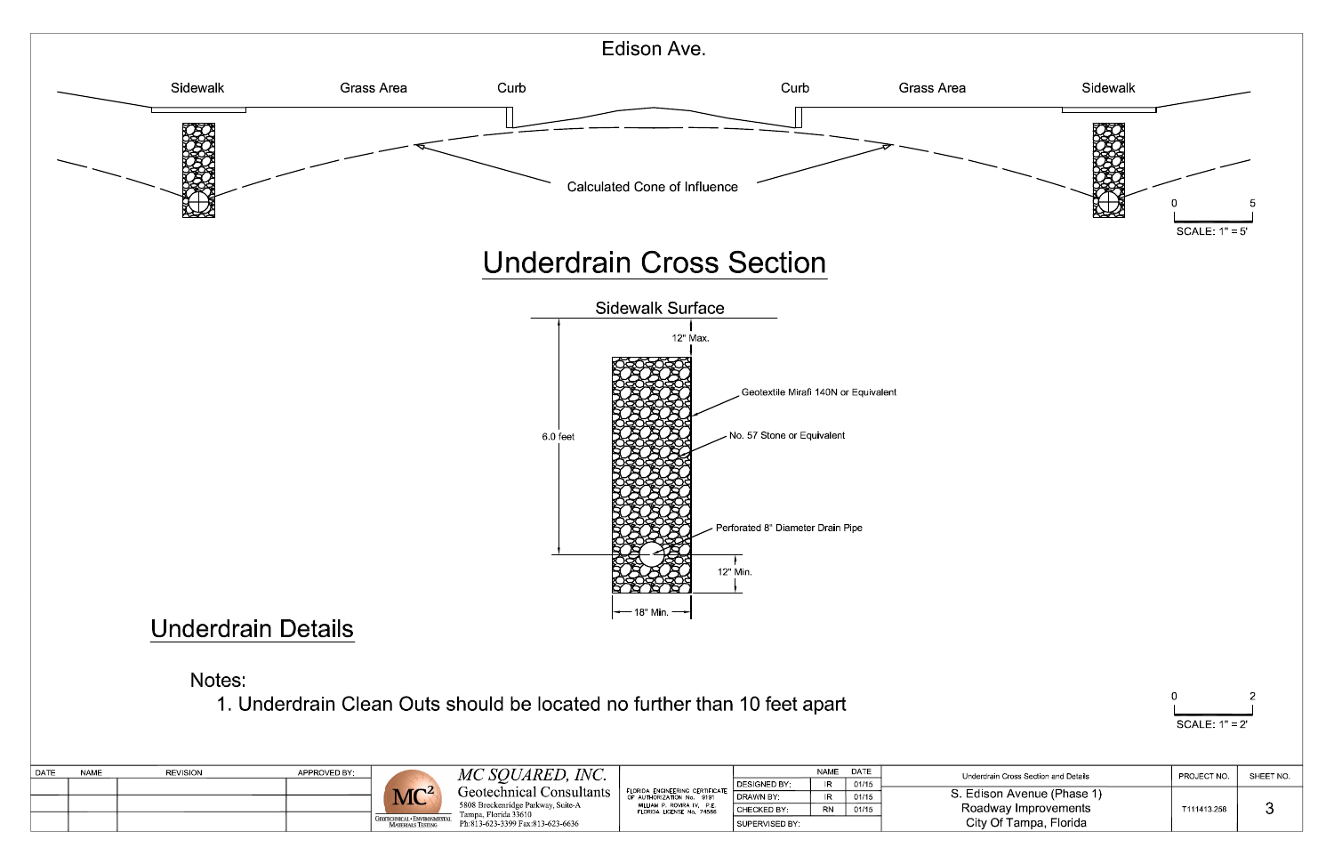Edison Ave.

Sidewalk | Grass Area | Curb | Curb | Grass Area | Sidewalk

Calculated Cone of Influence

0 5
SCALE: 1" = 5'

## Underdrain Cross Section

Sidewalk Surface

12" Max.

6.0 feet

Geotextile Mirafi 140N or Equivalent

No. 57 Stone or Equivalent

Perforated 8" Diameter Drain Pipe

12" Min.

18" Min.

## Underdrain Details

Notes:

1. Underdrain Clean Outs should be located no further than 10 feet apart

0 2
SCALE: 1" = 2'

| DATE | NAME | REVISION | APPROVED BY: |
|---|---|---|---|
| | | | |

MC SQUARED, INC.
Geotechnical Consultants
5808 Breckenridge Parkway, Suite-A
Tampa, Florida 33610
Ph:813-623-3399 Fax:813-623-6636
Geotechnical • Environmental Materials Testing

FLORIDA ENGINEERING CERTIFICATE OF AUTHORIZATION No. 9191
WILLIAM P. ROVIRA IV, P.E.
FLORIDA LICENSE No. 74586

| | NAME | DATE |
|---|---|---|
| DESIGNED BY: | IR | 01/15 |
| DRAWN BY: | IR | 01/15 |
| CHECKED BY: | RN | 01/15 |
| SUPERVISED BY: | | |

Underdrain Cross Section and Details
S. Edison Avenue (Phase 1)
Roadway Improvements
City Of Tampa, Florida

| PROJECT NO. | SHEET NO. |
|---|---|
| T111413.258 | 3 |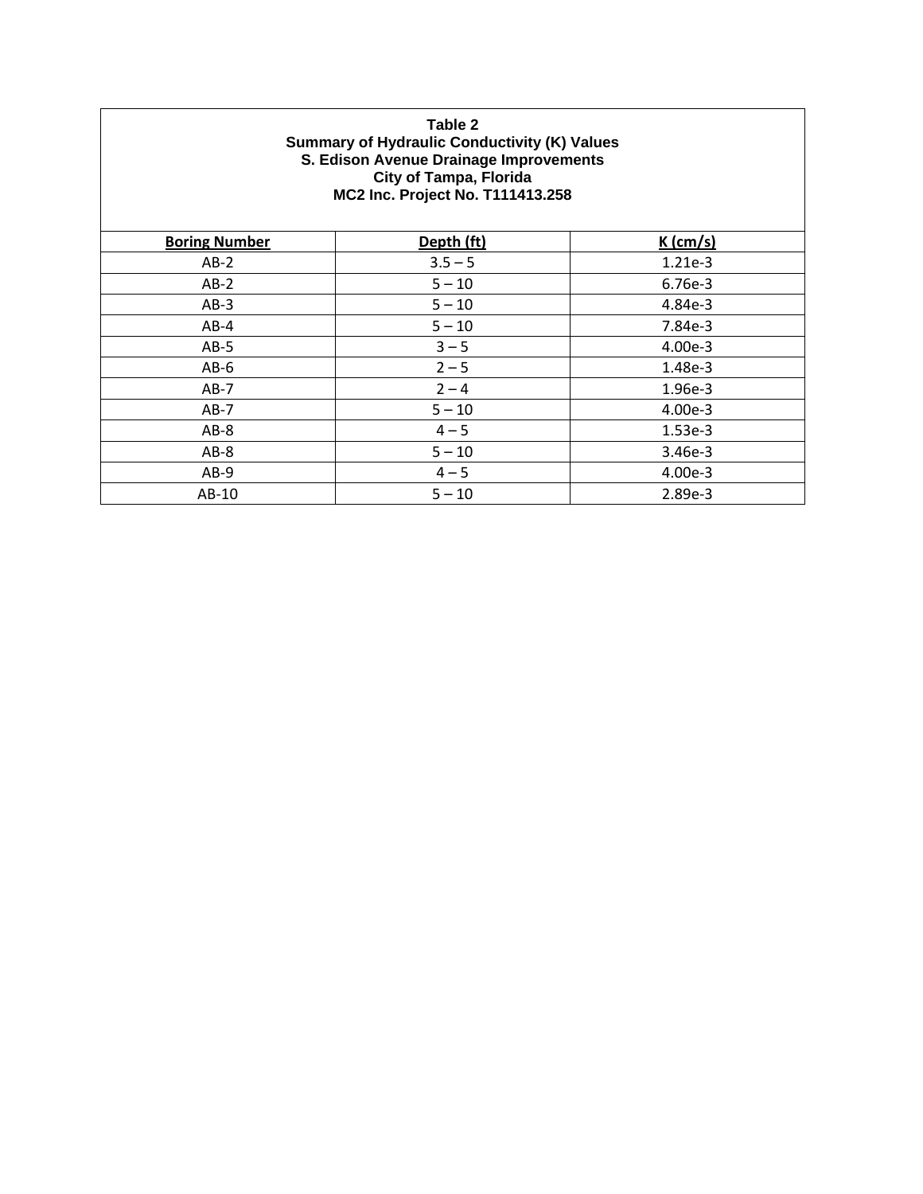**Table 2**
**Summary of Hydraulic Conductivity (K) Values**
**S. Edison Avenue Drainage Improvements**
**City of Tampa, Florida**
**MC2 Inc. Project No. T111413.258**

| Boring Number | Depth (ft) | K (cm/s) |
|---|---|---|
| AB-2 | 3.5 – 5 | 1.21e-3 |
| AB-2 | 5 – 10 | 6.76e-3 |
| AB-3 | 5 – 10 | 4.84e-3 |
| AB-4 | 5 – 10 | 7.84e-3 |
| AB-5 | 3 – 5 | 4.00e-3 |
| AB-6 | 2 – 5 | 1.48e-3 |
| AB-7 | 2 – 4 | 1.96e-3 |
| AB-7 | 5 – 10 | 4.00e-3 |
| AB-8 | 4 – 5 | 1.53e-3 |
| AB-8 | 5 – 10 | 3.46e-3 |
| AB-9 | 4 – 5 | 4.00e-3 |
| AB-10 | 5 – 10 | 2.89e-3 |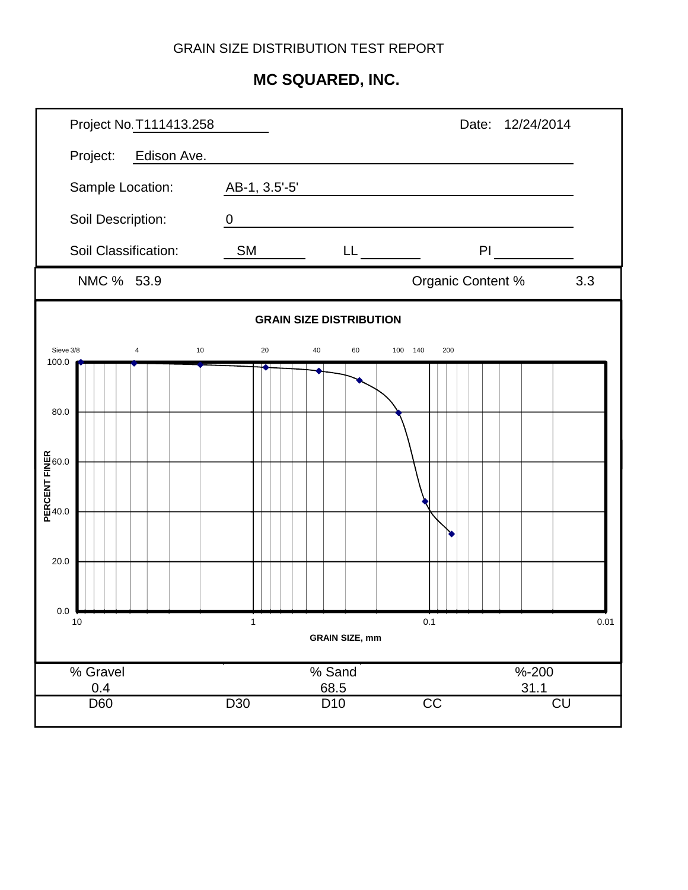GRAIN SIZE DISTRIBUTION TEST REPORT

## MC SQUARED, INC.

Project No. T111413.258

Date: 12/24/2014

Project: Edison Ave.

Sample Location: AB-1, 3.5'-5'

Soil Description: 0

Soil Classification: SM LL PI

NMC % 53.9

Organic Content % 3.3

**GRAIN SIZE DISTRIBUTION**

Sieve 3/8 4 10 20 40 60 100 140 200

PERCENT FINER: 100.0, 80.0, 60.0, 40.0, 20.0, 0.0

GRAIN SIZE, mm: 10, 1, 0.1, 0.01

| % Gravel | % Sand | %-200 |
| --- | --- | --- |
| 0.4 | 68.5 | 31.1 |

| D60 | D30 | D10 | CC | CU |
| --- | --- | --- | --- | --- |
| | | | | |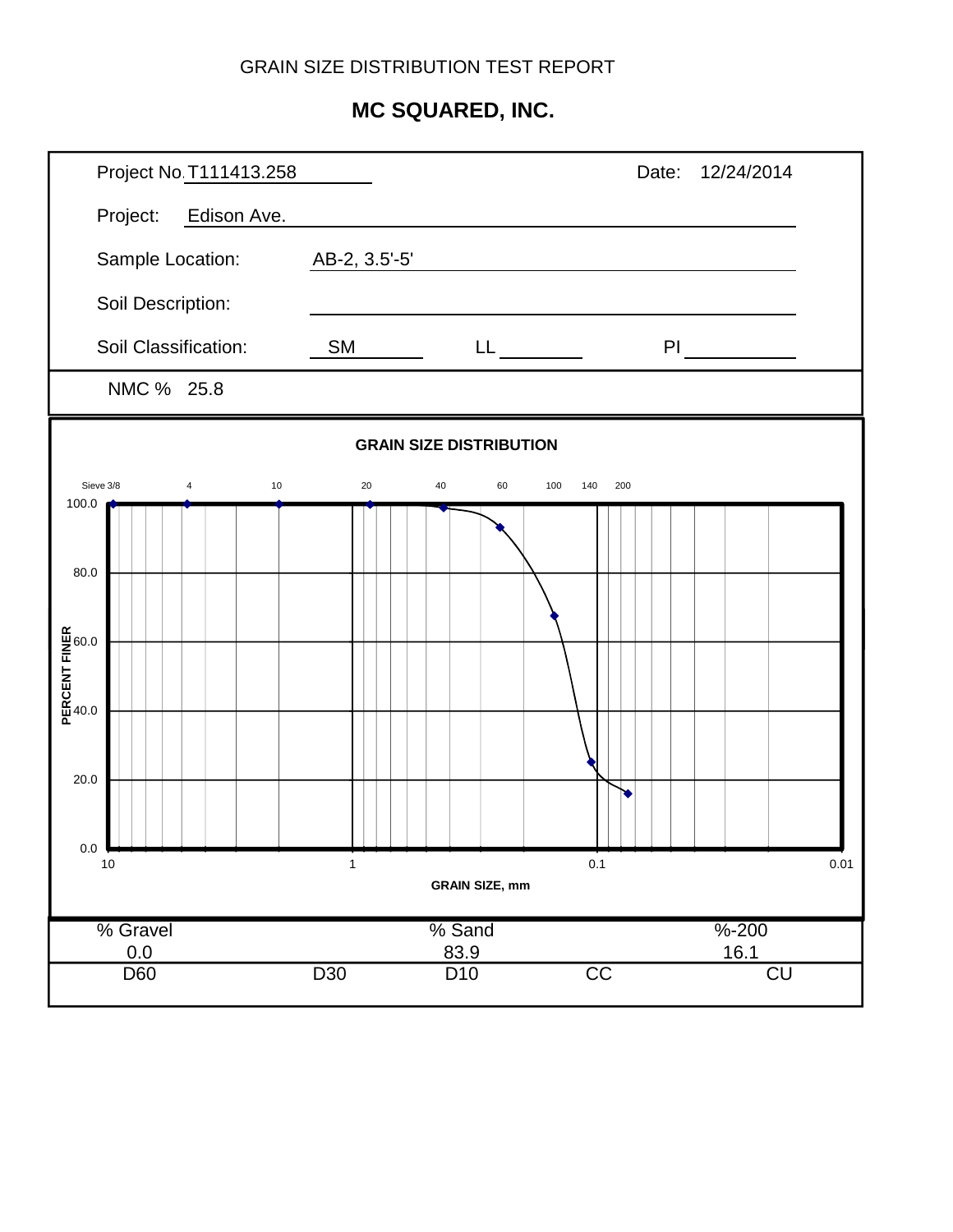GRAIN SIZE DISTRIBUTION TEST REPORT

# MC SQUARED, INC.

Project No. T111413.258 Date: 12/24/2014

Project: Edison Ave.

Sample Location: AB-2, 3.5'-5'

Soil Description:

Soil Classification: SM LL PI

NMC % 25.8

## GRAIN SIZE DISTRIBUTION

Sieve 3/8, 4, 10, 20, 40, 60, 100, 140, 200

PERCENT FINER: 0.0, 20.0, 40.0, 60.0, 80.0, 100.0

GRAIN SIZE, mm: 10, 1, 0.1, 0.01

| % Gravel | % Sand | %-200 |
|---|---|---|
| 0.0 | 83.9 | 16.1 |

| D60 | D30 | D10 | CC | CU |
|---|---|---|---|---|
| | | | | |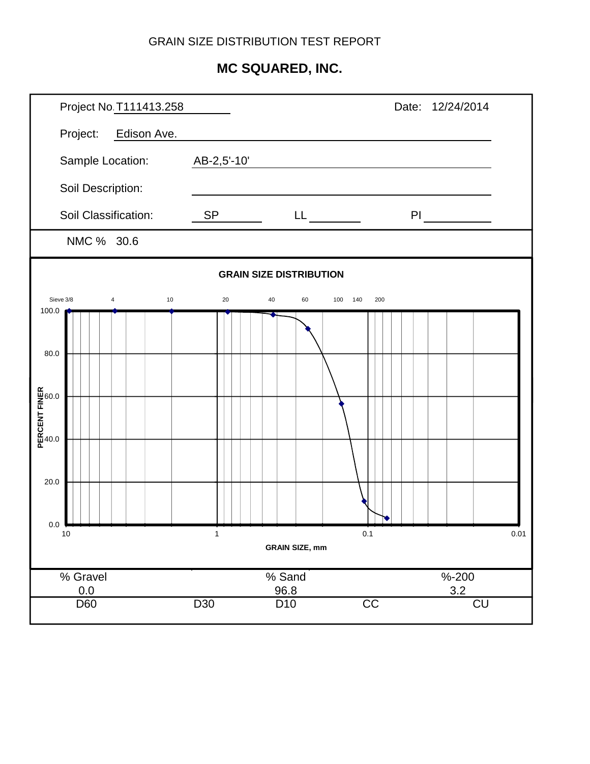GRAIN SIZE DISTRIBUTION TEST REPORT

## MC SQUARED, INC.

Project No. T111413.258

Date: 12/24/2014

Project: Edison Ave.

Sample Location: AB-2,5'-10'

Soil Description:

Soil Classification: SP    LL    PI

NMC % 30.6

**GRAIN SIZE DISTRIBUTION**

Sieve 3/8, 4, 10, 20, 40, 60, 100, 140, 200

PERCENT FINER: 100.0, 80.0, 60.0, 40.0, 20.0, 0.0

GRAIN SIZE, mm: 10, 1, 0.1, 0.01

| % Gravel | % Sand | %-200 |
|---|---|---|
| 0.0 | 96.8 | 3.2 |

| D60 | D30 | D10 | CC | CU |
|---|---|---|---|---|
| | | | | |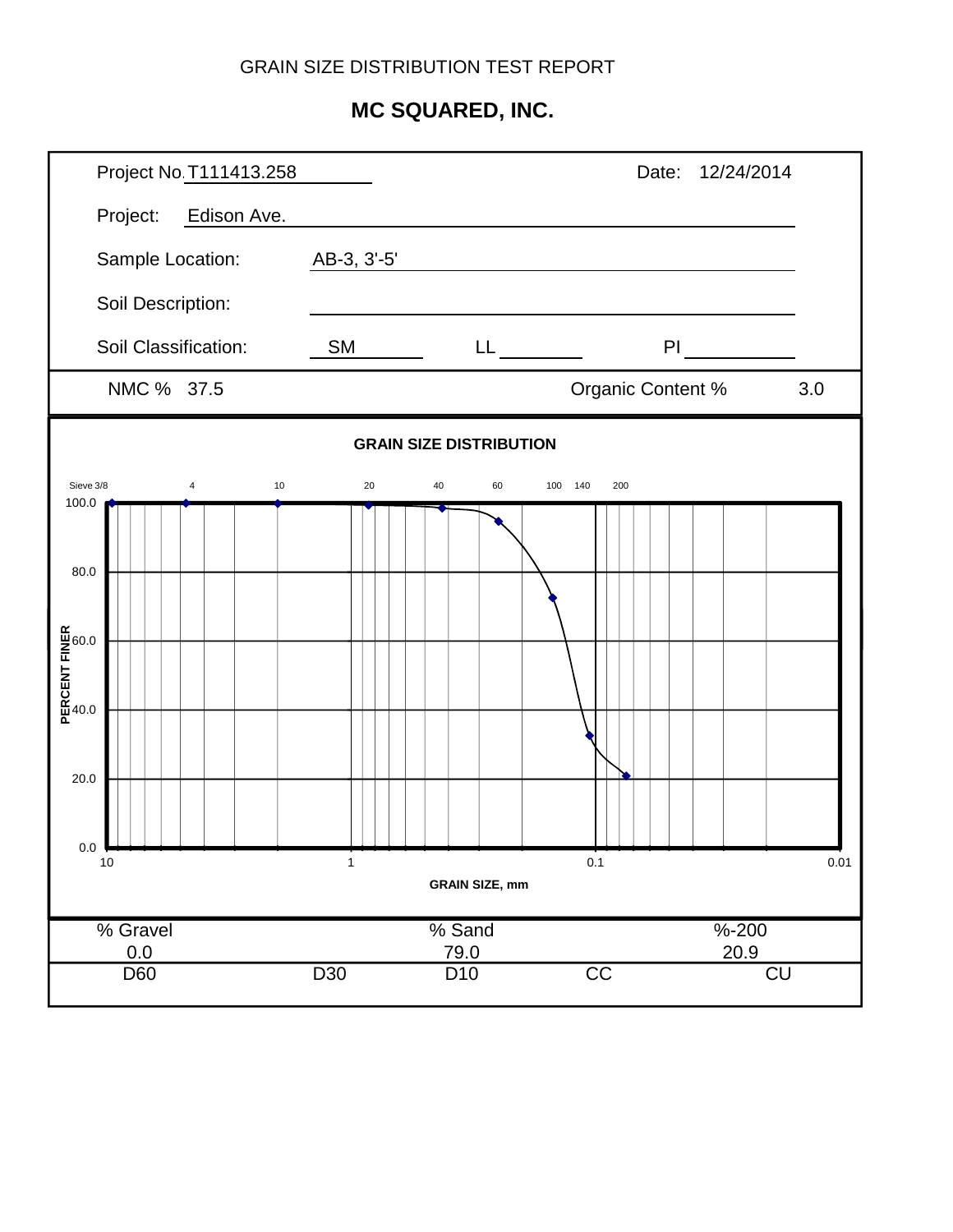GRAIN SIZE DISTRIBUTION TEST REPORT

# MC SQUARED, INC.

| | | | |
|---|---|---|---|
| Project No. T111413.258 | | Date: 12/24/2014 | |
| Project: Edison Ave. | | | |
| Sample Location: | AB-3, 3'-5' | | |
| Soil Description: | | | |
| Soil Classification: | SM | LL | PI |
| NMC % 37.5 | | Organic Content % | 3.0 |

**GRAIN SIZE DISTRIBUTION**

Sieve 3/8, 4, 10, 20, 40, 60, 100, 140, 200

PERCENT FINER: 0.0, 20.0, 40.0, 60.0, 80.0, 100.0

GRAIN SIZE, mm: 10, 1, 0.1, 0.01

| % Gravel | % Sand | %-200 |
|---|---|---|
| 0.0 | 79.0 | 20.9 |

| D60 | D30 | D10 | CC | CU |
|---|---|---|---|---|
| | | | | |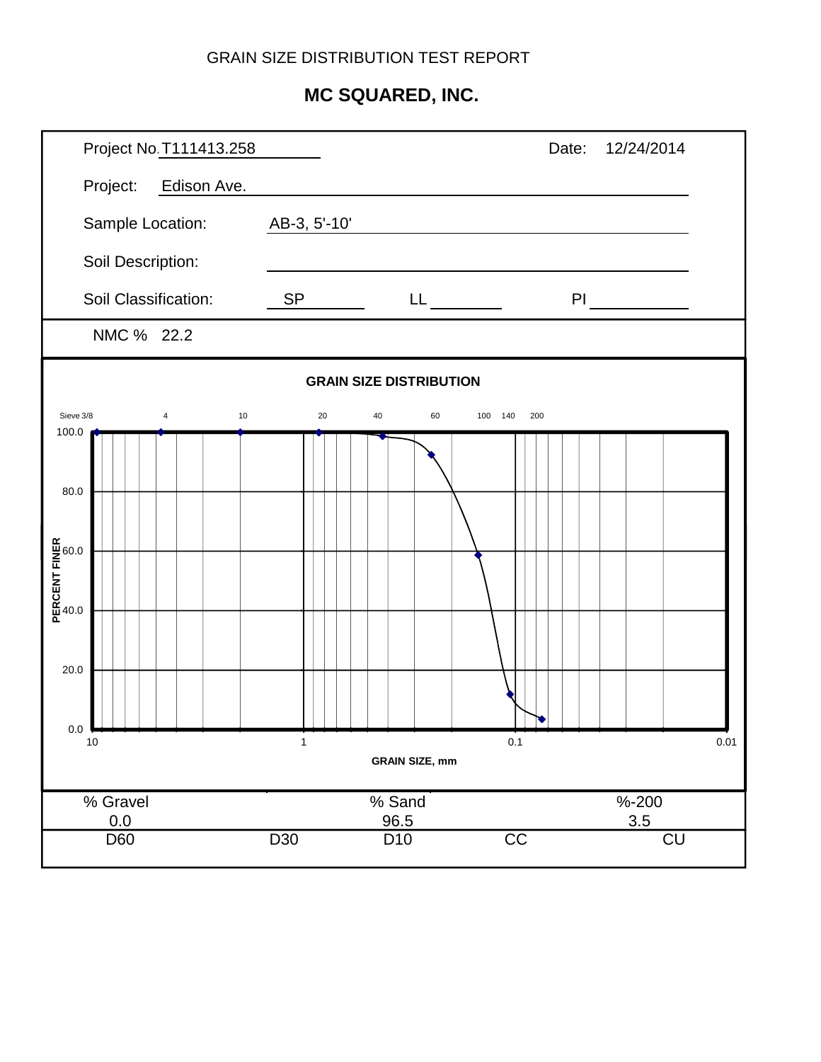GRAIN SIZE DISTRIBUTION TEST REPORT

# MC SQUARED, INC.

| | |
|---|---|
| Project No. T111413.258 | Date: 12/24/2014 |
| Project: Edison Ave. | |
| Sample Location: AB-3, 5'-10' | |
| Soil Description: | |
| Soil Classification: SP | LL PI |
| NMC % 22.2 | |

**GRAIN SIZE DISTRIBUTION**

Sieve: 3/8, 4, 10, 20, 40, 60, 100, 140, 200

PERCENT FINER: 0.0, 20.0, 40.0, 60.0, 80.0, 100.0

GRAIN SIZE, mm: 10, 1, 0.1, 0.01

| % Gravel | % Sand | %-200 |
|---|---|---|
| 0.0 | 96.5 | 3.5 |

| D60 | D30 | D10 | CC | CU |
|---|---|---|---|---|
| | | | | |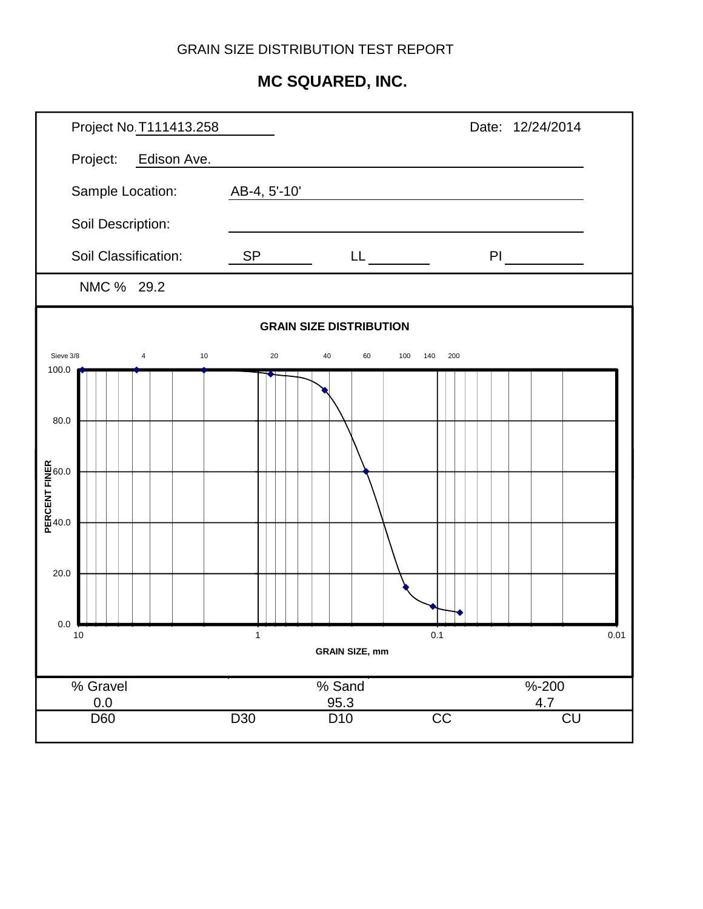GRAIN SIZE DISTRIBUTION TEST REPORT

# MC SQUARED, INC.

Project No. T111413.258 Date: 12/24/2014

Project: Edison Ave.

Sample Location: AB-4, 5'-10'

Soil Description:

Soil Classification: SP LL PI

NMC % 29.2

**GRAIN SIZE DISTRIBUTION**

Sieve 3/8 4 10 20 40 60 100 140 200

PERCENT FINER: 100.0, 80.0, 60.0, 40.0, 20.0, 0.0

GRAIN SIZE, mm: 10, 1, 0.1, 0.01

| % Gravel | % Sand | %-200 |
|---|---|---|
| 0.0 | 95.3 | 4.7 |

| D60 | D30 | D10 | CC | CU |
|---|---|---|---|---|
| | | | | |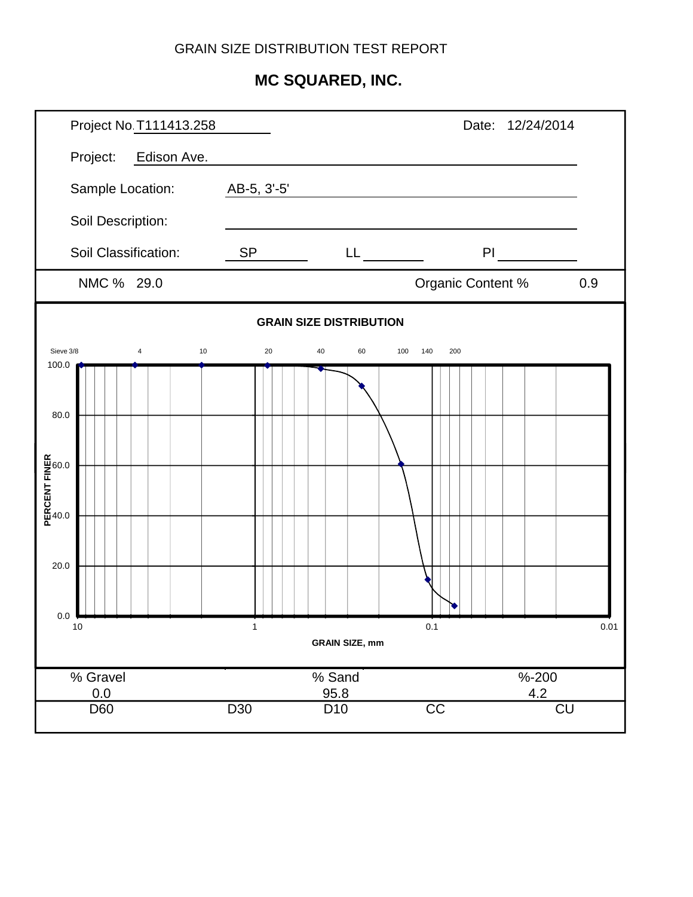GRAIN SIZE DISTRIBUTION TEST REPORT

# MC SQUARED, INC.

| | | | |
|---|---|---|---|
| Project No. | T111413.258 | Date: | 12/24/2014 |
| Project: | Edison Ave. | | |
| Sample Location: | AB-5, 3'-5' | | |
| Soil Description: | | | |
| Soil Classification: | SP | LL | PI |

NMC % 29.0 | Organic Content % 0.9

**GRAIN SIZE DISTRIBUTION**

Sieve 3/8, 4, 10, 20, 40, 60, 100, 140, 200

PERCENT FINER: 100.0, 80.0, 60.0, 40.0, 20.0, 0.0

GRAIN SIZE, mm: 10, 1, 0.1, 0.01

| % Gravel | % Sand | %-200 |
|---|---|---|
| 0.0 | 95.8 | 4.2 |

| D60 | D30 | D10 | CC | CU |
|---|---|---|---|---|
| | | | | |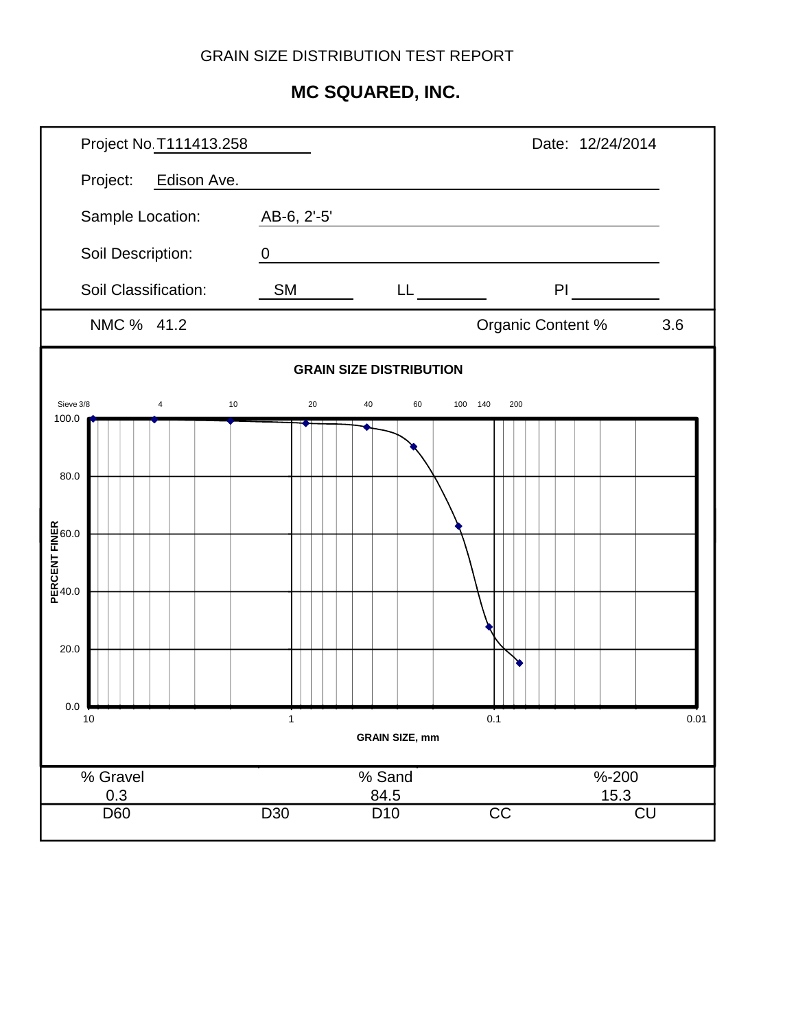GRAIN SIZE DISTRIBUTION TEST REPORT

# MC SQUARED, INC.

Project No. T111413.258

Date: 12/24/2014

Project: Edison Ave.

Sample Location: AB-6, 2'-5'

Soil Description: 0

Soil Classification: SM LL PI

NMC % 41.2

Organic Content % 3.6

**GRAIN SIZE DISTRIBUTION**

Sieve 3/8, 4, 10, 20, 40, 60, 100, 140, 200

PERCENT FINER: 100.0, 80.0, 60.0, 40.0, 20.0, 0.0

GRAIN SIZE, mm: 10, 1, 0.1, 0.01

| % Gravel | % Sand | %-200 |
|---|---|---|
| 0.3 | 84.5 | 15.3 |

| D60 | D30 | D10 | CC | CU |
|---|---|---|---|---|
| | | | | |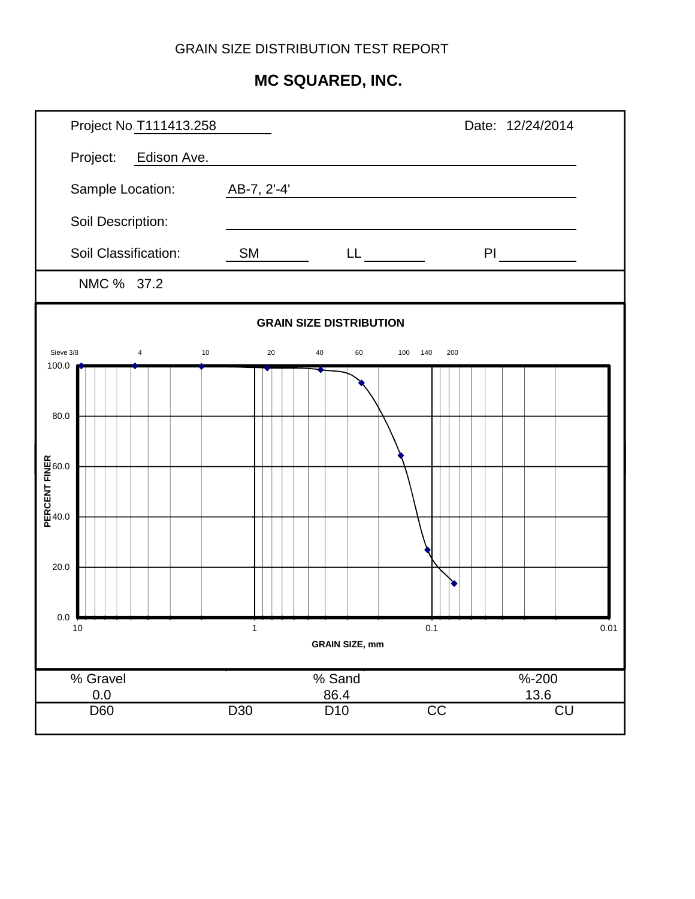GRAIN SIZE DISTRIBUTION TEST REPORT

# MC SQUARED, INC.

Project No. T111413.258

Date: 12/24/2014

Project: Edison Ave.

Sample Location: AB-7, 2'-4'

Soil Description:

Soil Classification: SM LL PI

NMC % 37.2

**GRAIN SIZE DISTRIBUTION**

Sieve 3/8, 4, 10, 20, 40, 60, 100, 140, 200

PERCENT FINER: 100.0, 80.0, 60.0, 40.0, 20.0, 0.0

GRAIN SIZE, mm: 10, 1, 0.1, 0.01

| % Gravel | | % Sand | | %-200 |
|---|---|---|---|---|
| 0.0 | | 86.4 | | 13.6 |
| D60 | D30 | D10 | CC | CU |
| | | | | |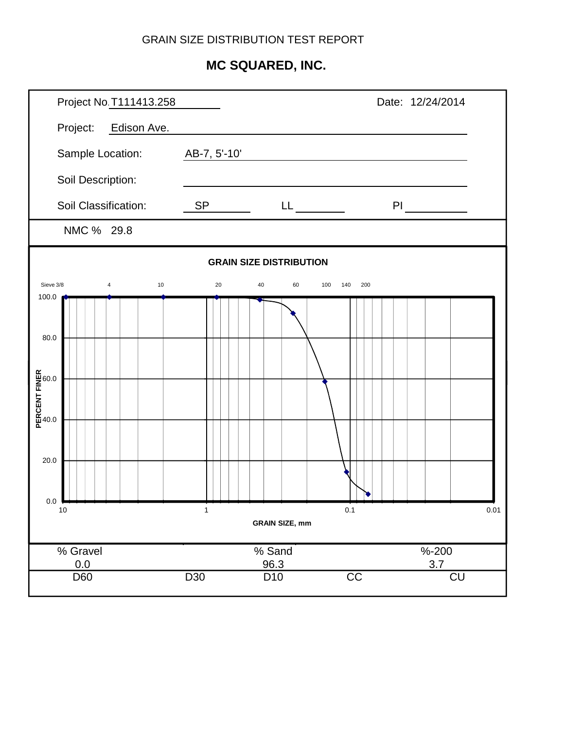GRAIN SIZE DISTRIBUTION TEST REPORT

# MC SQUARED, INC.

Project No. T111413.258  Date: 12/24/2014

Project: Edison Ave.

Sample Location: AB-7, 5'-10'

Soil Description:

Soil Classification: SP  LL  PI

NMC % 29.8

**GRAIN SIZE DISTRIBUTION**

Sieve 3/8  4  10  20  40  60  100  140  200

PERCENT FINER: 100.0, 80.0, 60.0, 40.0, 20.0, 0.0

GRAIN SIZE, mm: 10, 1, 0.1, 0.01

| % Gravel | % Sand | %-200 |
|---|---|---|
| 0.0 | 96.3 | 3.7 |

| D60 | D30 | D10 | CC | CU |
|---|---|---|---|---|
| | | | | |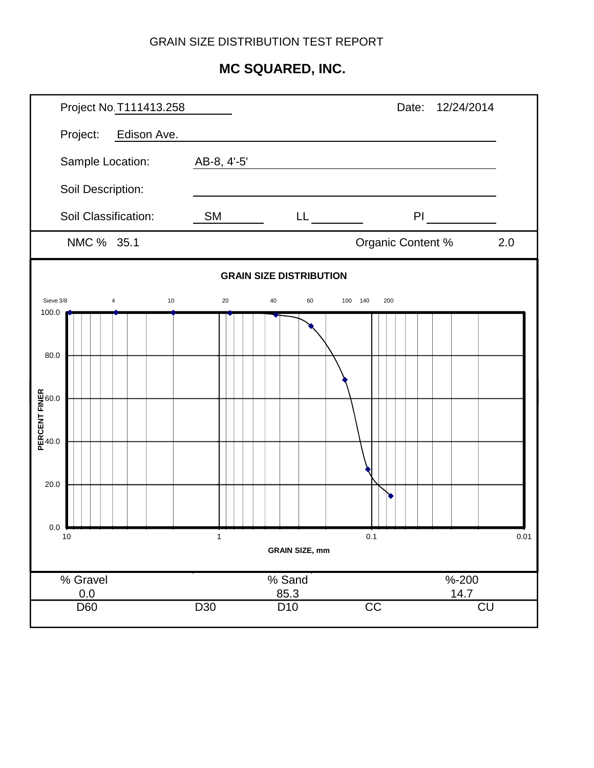GRAIN SIZE DISTRIBUTION TEST REPORT

# MC SQUARED, INC.

Project No. T111413.258　　　　Date: 12/24/2014

Project: Edison Ave.

Sample Location: AB-8, 4'-5'

Soil Description:

Soil Classification: SM　　LL　　PI

NMC % 35.1　　　　Organic Content % 2.0

**GRAIN SIZE DISTRIBUTION**

Sieve 3/8　4　10　20　40　60　100　140　200

PERCENT FINER: 100.0, 80.0, 60.0, 40.0, 20.0, 0.0

GRAIN SIZE, mm: 10, 1, 0.1, 0.01

| % Gravel | % Sand | %-200 |
|---|---|---|
| 0.0 | 85.3 | 14.7 |

| D60 | D30 | D10 | CC | CU |
|---|---|---|---|---|
| | | | | |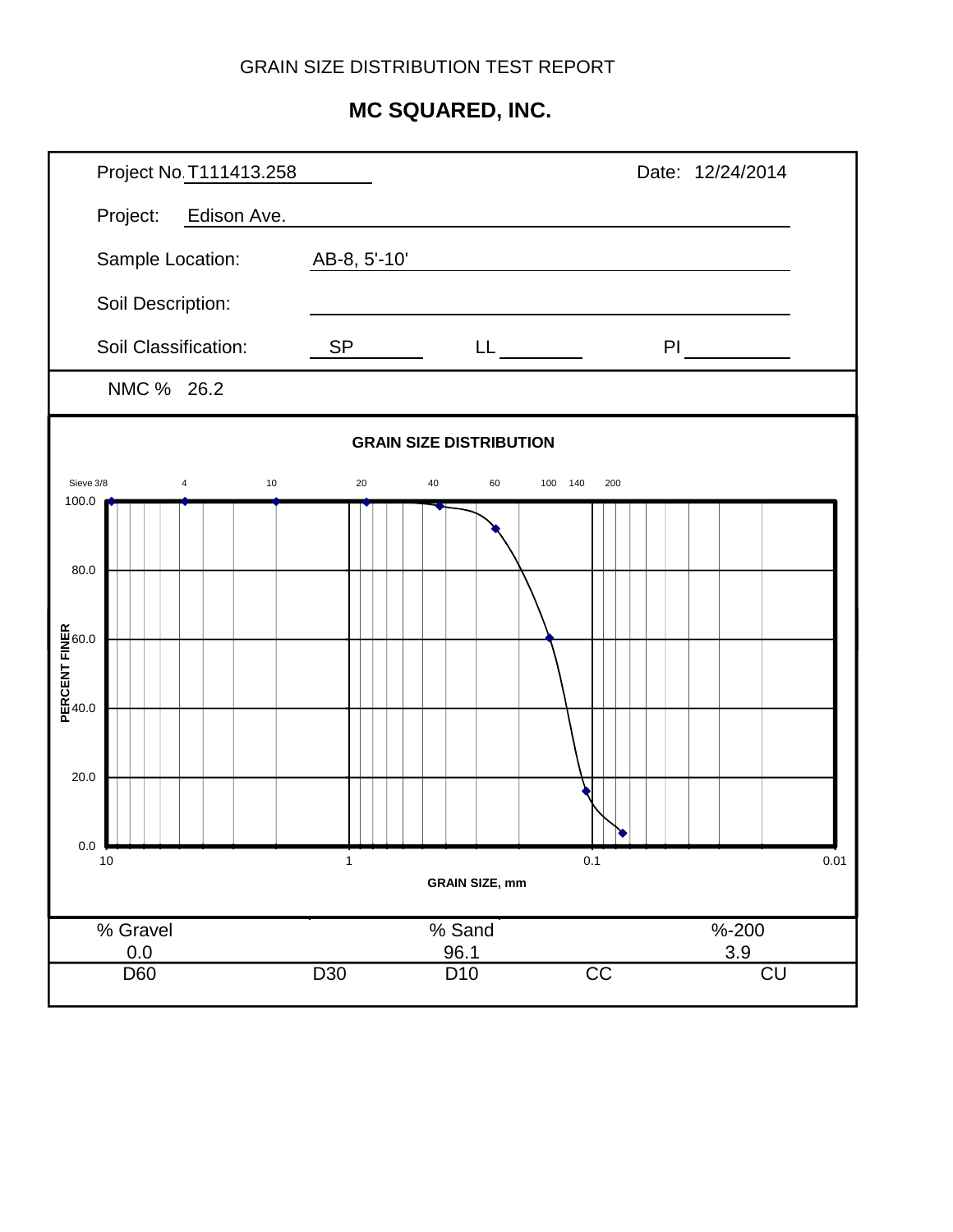GRAIN SIZE DISTRIBUTION TEST REPORT

# MC SQUARED, INC.

Project No. T111413.258 Date: 12/24/2014

Project: Edison Ave.

Sample Location: AB-8, 5'-10'

Soil Description:

Soil Classification: SP LL PI

NMC % 26.2

**GRAIN SIZE DISTRIBUTION**

Sieve 3/8, 4, 10, 20, 40, 60, 100, 140, 200

PERCENT FINER: 100.0, 80.0, 60.0, 40.0, 20.0, 0.0

GRAIN SIZE, mm: 10, 1, 0.1, 0.01

| % Gravel | % Sand | %-200 |
|---|---|---|
| 0.0 | 96.1 | 3.9 |

| D60 | D30 | D10 | CC | CU |
|---|---|---|---|---|
| | | | | |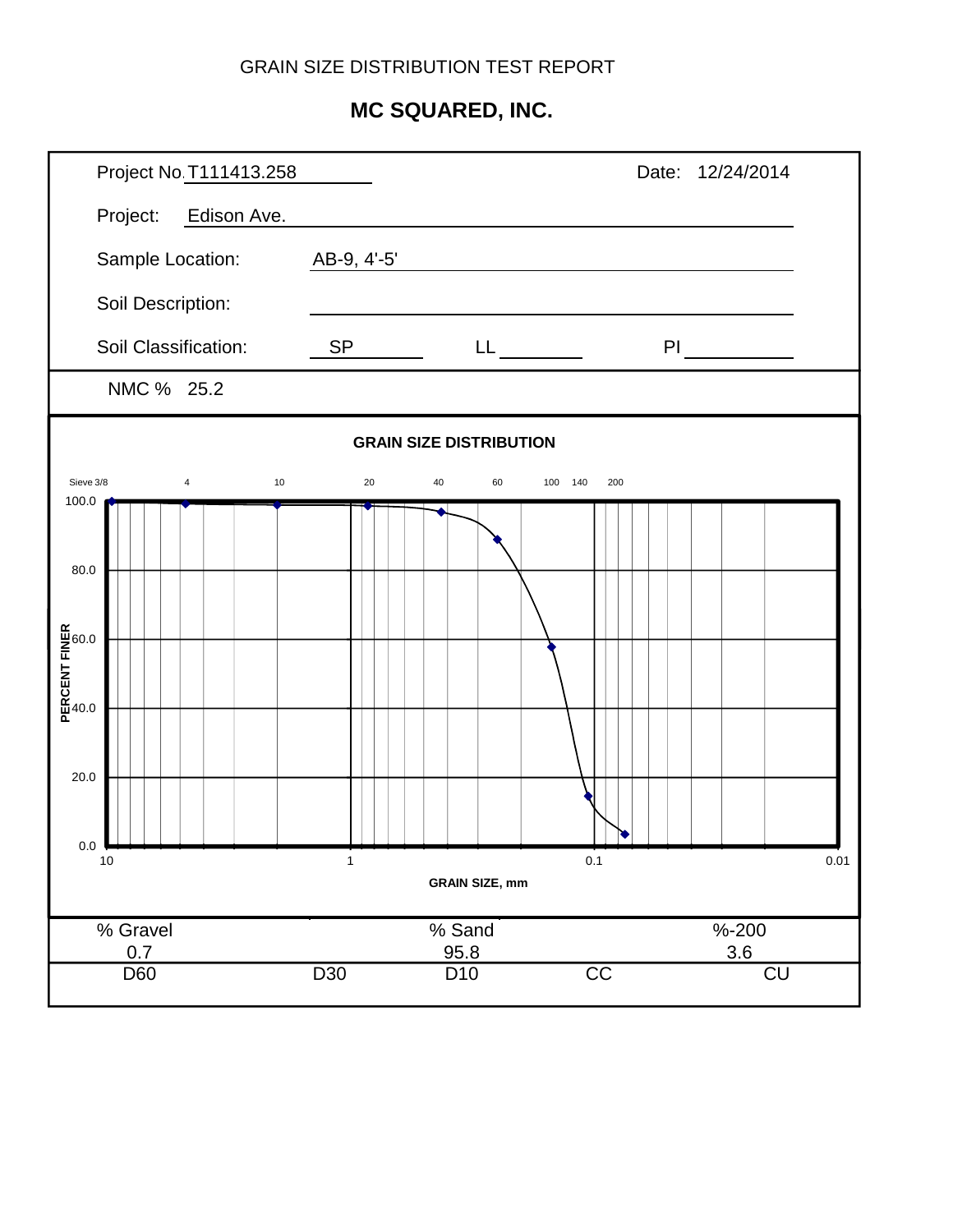GRAIN SIZE DISTRIBUTION TEST REPORT

# MC SQUARED, INC.

| | |
|---|---|
| Project No. T111413.258 | Date: 12/24/2014 |
| Project: Edison Ave. | |
| Sample Location: AB-9, 4'-5' | |
| Soil Description: | |
| Soil Classification: SP | LL PI |

NMC % 25.2

**GRAIN SIZE DISTRIBUTION**

Sieve 3/8, 4, 10, 20, 40, 60, 100, 140, 200

PERCENT FINER: 0.0, 20.0, 40.0, 60.0, 80.0, 100.0

GRAIN SIZE, mm: 10, 1, 0.1, 0.01

| % Gravel | | % Sand | | %-200 |
|---|---|---|---|---|
| 0.7 | | 95.8 | | 3.6 |
| D60 | D30 | D10 | CC | CU |
| | | | | |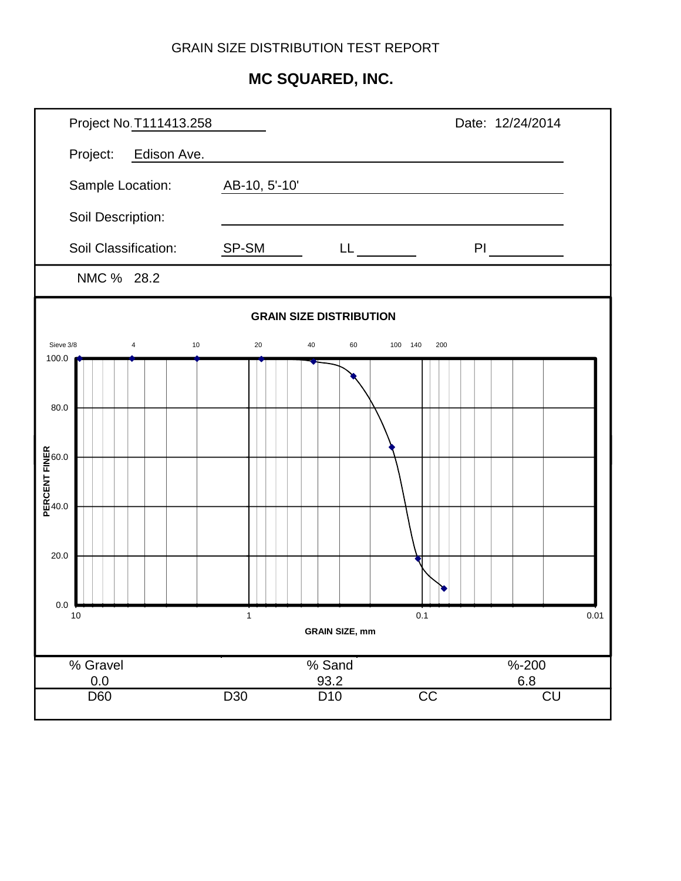GRAIN SIZE DISTRIBUTION TEST REPORT

# MC SQUARED, INC.

Project No. T111413.258

Date: 12/24/2014

Project: Edison Ave.

Sample Location: AB-10, 5'-10'

Soil Description:

Soil Classification: SP-SM LL PI

NMC % 28.2

**GRAIN SIZE DISTRIBUTION**

Sieve 3/8 4 10 20 40 60 100 140 200

PERCENT FINER

GRAIN SIZE, mm

| % Gravel | % Sand | %-200 |
|---|---|---|
| 0.0 | 93.2 | 6.8 |

| D60 | D30 | D10 | CC | CU |
|---|---|---|---|---|
| | | | | |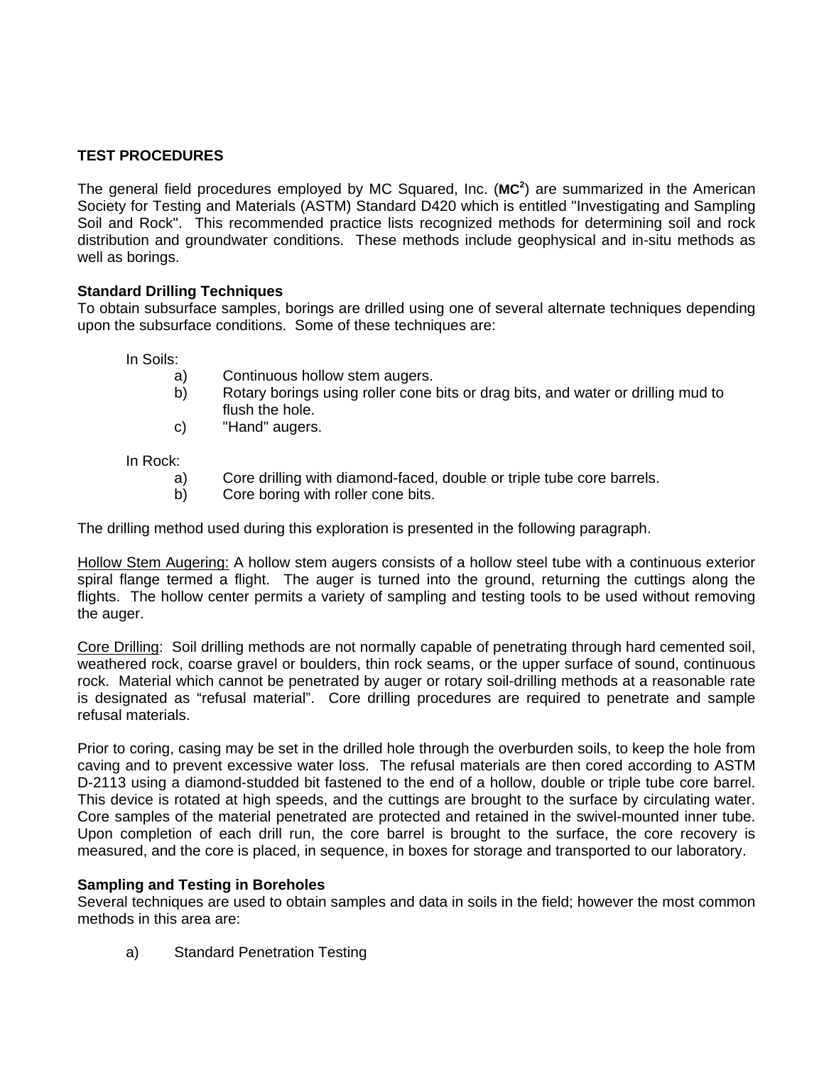## TEST PROCEDURES

The general field procedures employed by MC Squared, Inc. (**MC$^2$**) are summarized in the American Society for Testing and Materials (ASTM) Standard D420 which is entitled "Investigating and Sampling Soil and Rock". This recommended practice lists recognized methods for determining soil and rock distribution and groundwater conditions. These methods include geophysical and in-situ methods as well as borings.

### Standard Drilling Techniques

To obtain subsurface samples, borings are drilled using one of several alternate techniques depending upon the subsurface conditions. Some of these techniques are:

In Soils:

a) Continuous hollow stem augers.
b) Rotary borings using roller cone bits or drag bits, and water or drilling mud to flush the hole.
c) "Hand" augers.

In Rock:

a) Core drilling with diamond-faced, double or triple tube core barrels.
b) Core boring with roller cone bits.

The drilling method used during this exploration is presented in the following paragraph.

Hollow Stem Augering: A hollow stem augers consists of a hollow steel tube with a continuous exterior spiral flange termed a flight. The auger is turned into the ground, returning the cuttings along the flights. The hollow center permits a variety of sampling and testing tools to be used without removing the auger.

Core Drilling: Soil drilling methods are not normally capable of penetrating through hard cemented soil, weathered rock, coarse gravel or boulders, thin rock seams, or the upper surface of sound, continuous rock. Material which cannot be penetrated by auger or rotary soil-drilling methods at a reasonable rate is designated as “refusal material”. Core drilling procedures are required to penetrate and sample refusal materials.

Prior to coring, casing may be set in the drilled hole through the overburden soils, to keep the hole from caving and to prevent excessive water loss. The refusal materials are then cored according to ASTM D-2113 using a diamond-studded bit fastened to the end of a hollow, double or triple tube core barrel. This device is rotated at high speeds, and the cuttings are brought to the surface by circulating water. Core samples of the material penetrated are protected and retained in the swivel-mounted inner tube. Upon completion of each drill run, the core barrel is brought to the surface, the core recovery is measured, and the core is placed, in sequence, in boxes for storage and transported to our laboratory.

### Sampling and Testing in Boreholes

Several techniques are used to obtain samples and data in soils in the field; however the most common methods in this area are:

a) Standard Penetration Testing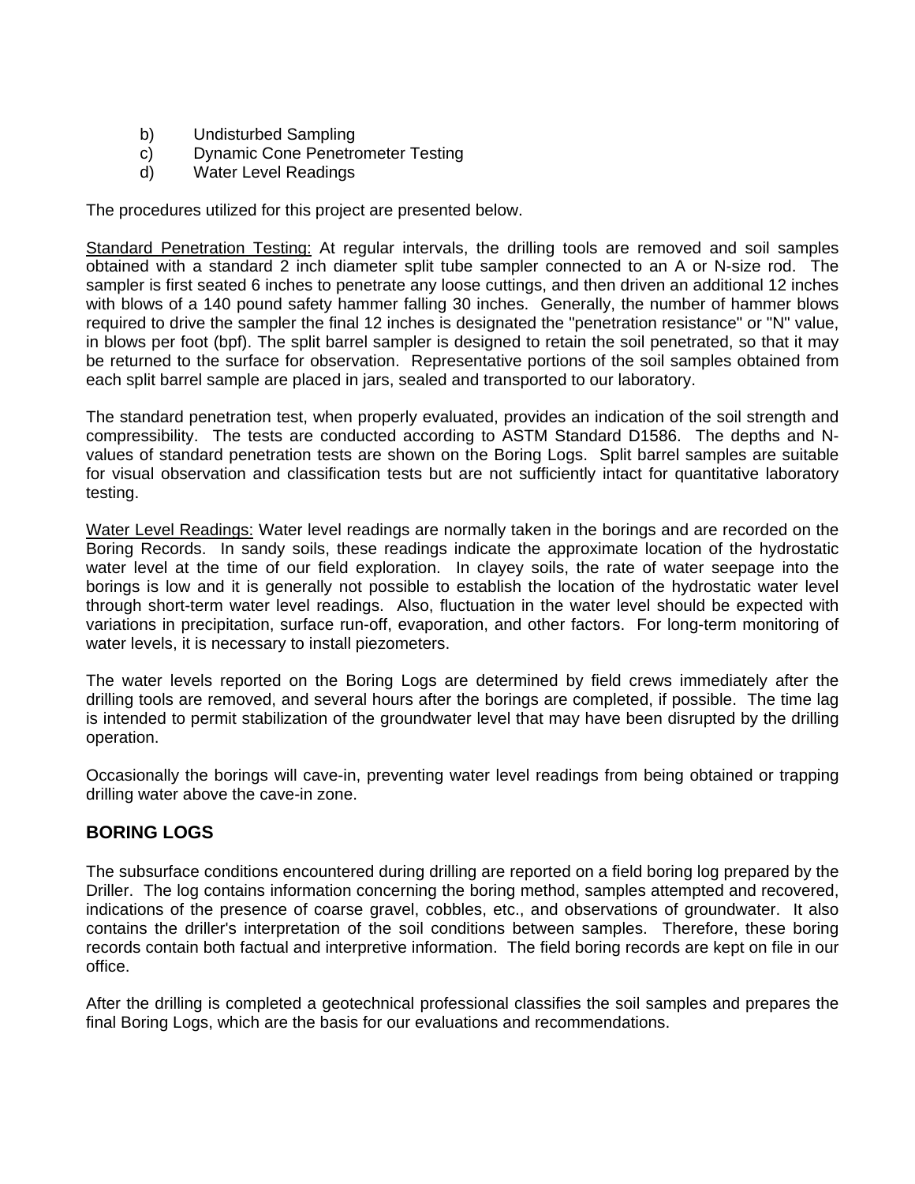b) Undisturbed Sampling
c) Dynamic Cone Penetrometer Testing
d) Water Level Readings

The procedures utilized for this project are presented below.

Standard Penetration Testing: At regular intervals, the drilling tools are removed and soil samples obtained with a standard 2 inch diameter split tube sampler connected to an A or N-size rod. The sampler is first seated 6 inches to penetrate any loose cuttings, and then driven an additional 12 inches with blows of a 140 pound safety hammer falling 30 inches. Generally, the number of hammer blows required to drive the sampler the final 12 inches is designated the "penetration resistance" or "N" value, in blows per foot (bpf). The split barrel sampler is designed to retain the soil penetrated, so that it may be returned to the surface for observation. Representative portions of the soil samples obtained from each split barrel sample are placed in jars, sealed and transported to our laboratory.

The standard penetration test, when properly evaluated, provides an indication of the soil strength and compressibility. The tests are conducted according to ASTM Standard D1586. The depths and N-values of standard penetration tests are shown on the Boring Logs. Split barrel samples are suitable for visual observation and classification tests but are not sufficiently intact for quantitative laboratory testing.

Water Level Readings: Water level readings are normally taken in the borings and are recorded on the Boring Records. In sandy soils, these readings indicate the approximate location of the hydrostatic water level at the time of our field exploration. In clayey soils, the rate of water seepage into the borings is low and it is generally not possible to establish the location of the hydrostatic water level through short-term water level readings. Also, fluctuation in the water level should be expected with variations in precipitation, surface run-off, evaporation, and other factors. For long-term monitoring of water levels, it is necessary to install piezometers.

The water levels reported on the Boring Logs are determined by field crews immediately after the drilling tools are removed, and several hours after the borings are completed, if possible. The time lag is intended to permit stabilization of the groundwater level that may have been disrupted by the drilling operation.

Occasionally the borings will cave-in, preventing water level readings from being obtained or trapping drilling water above the cave-in zone.

## BORING LOGS

The subsurface conditions encountered during drilling are reported on a field boring log prepared by the Driller. The log contains information concerning the boring method, samples attempted and recovered, indications of the presence of coarse gravel, cobbles, etc., and observations of groundwater. It also contains the driller's interpretation of the soil conditions between samples. Therefore, these boring records contain both factual and interpretive information. The field boring records are kept on file in our office.

After the drilling is completed a geotechnical professional classifies the soil samples and prepares the final Boring Logs, which are the basis for our evaluations and recommendations.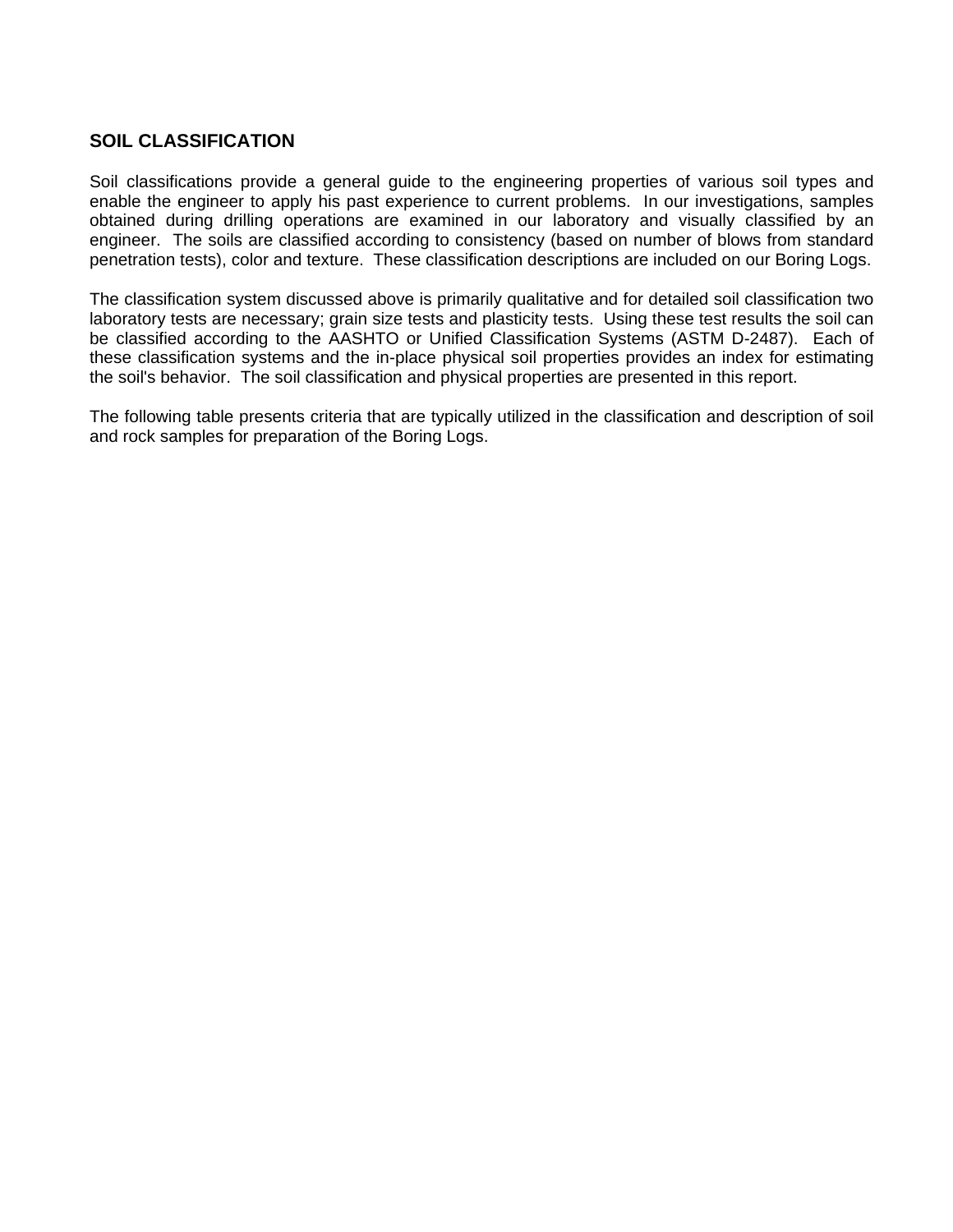## SOIL CLASSIFICATION

Soil classifications provide a general guide to the engineering properties of various soil types and enable the engineer to apply his past experience to current problems. In our investigations, samples obtained during drilling operations are examined in our laboratory and visually classified by an engineer. The soils are classified according to consistency (based on number of blows from standard penetration tests), color and texture. These classification descriptions are included on our Boring Logs.

The classification system discussed above is primarily qualitative and for detailed soil classification two laboratory tests are necessary; grain size tests and plasticity tests. Using these test results the soil can be classified according to the AASHTO or Unified Classification Systems (ASTM D-2487). Each of these classification systems and the in-place physical soil properties provides an index for estimating the soil's behavior. The soil classification and physical properties are presented in this report.

The following table presents criteria that are typically utilized in the classification and description of soil and rock samples for preparation of the Boring Logs.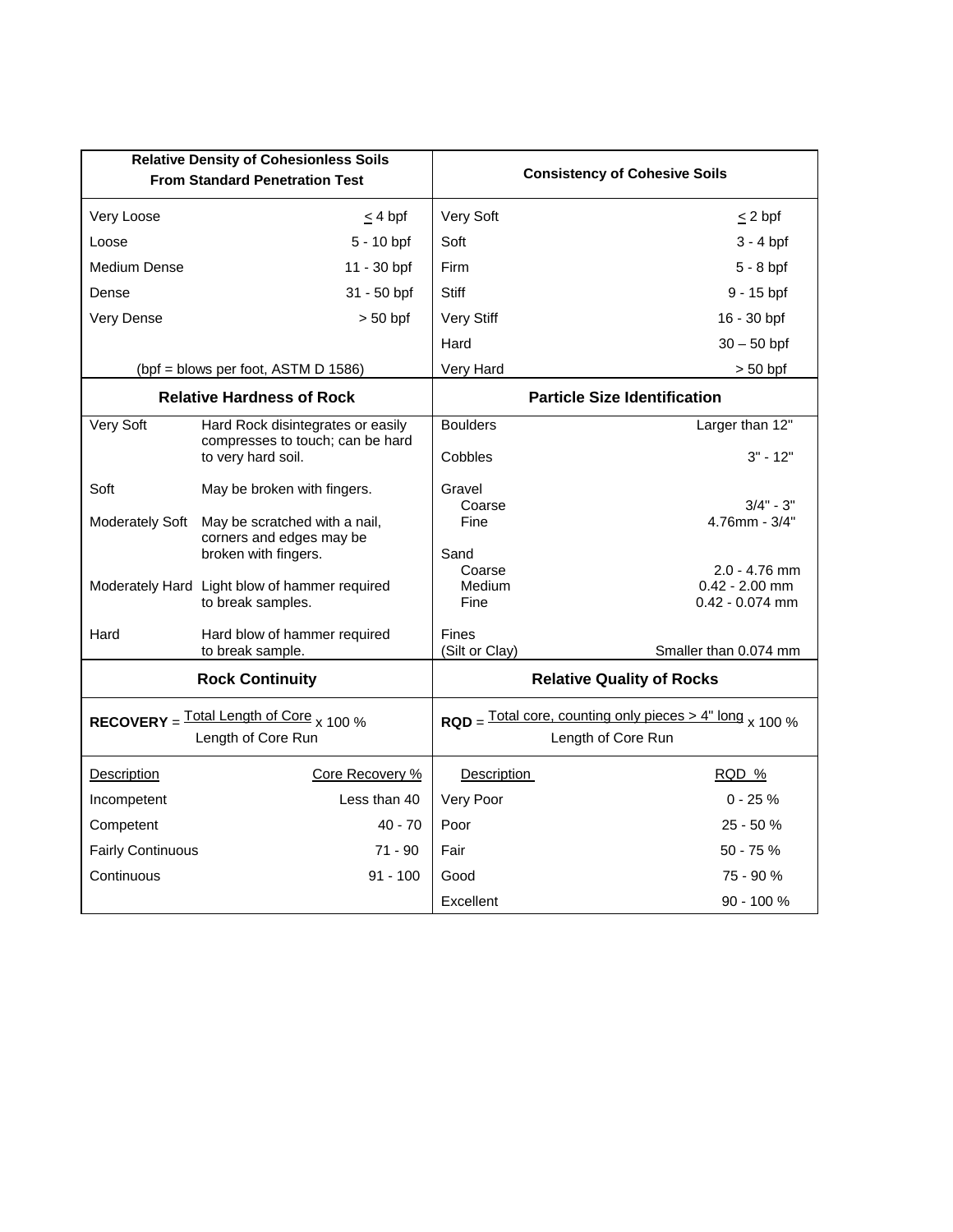| Relative Density of Cohesionless Soils From Standard Penetration Test | |
|---|---|
| Very Loose | ≤ 4 bpf |
| Loose | 5 - 10 bpf |
| Medium Dense | 11 - 30 bpf |
| Dense | 31 - 50 bpf |
| Very Dense | > 50 bpf |

(bpf = blows per foot, ASTM D 1586)

| Consistency of Cohesive Soils | |
|---|---|
| Very Soft | ≤ 2 bpf |
| Soft | 3 - 4 bpf |
| Firm | 5 - 8 bpf |
| Stiff | 9 - 15 bpf |
| Very Stiff | 16 - 30 bpf |
| Hard | 30 – 50 bpf |
| Very Hard | > 50 bpf |

| Relative Hardness of Rock | |
|---|---|
| Very Soft | Hard Rock disintegrates or easily compresses to touch; can be hard to very hard soil. |
| Soft | May be broken with fingers. |
| Moderately Soft | May be scratched with a nail, corners and edges may be broken with fingers. |
| Moderately Hard | Light blow of hammer required to break samples. |
| Hard | Hard blow of hammer required to break sample. |

| Particle Size Identification | |
|---|---|
| Boulders | Larger than 12" |
| Cobbles | 3" - 12" |
| Gravel | |
| Coarse | 3/4" - 3" |
| Fine | 4.76mm - 3/4" |
| Sand | |
| Coarse | 2.0 - 4.76 mm |
| Medium | 0.42 - 2.00 mm |
| Fine | 0.42 - 0.074 mm |
| Fines (Silt or Clay) | Smaller than 0.074 mm |

**Rock Continuity**

$$\textbf{RECOVERY} = \frac{\text{Total Length of Core}}{\text{Length of Core Run}} \times 100\ \%$$

| Description | Core Recovery % |
|---|---|
| Incompetent | Less than 40 |
| Competent | 40 - 70 |
| Fairly Continuous | 71 - 90 |
| Continuous | 91 - 100 |

**Relative Quality of Rocks**

$$\textbf{RQD} = \frac{\text{Total core, counting only pieces > 4" long}}{\text{Length of Core Run}} \times 100\ \%$$

| Description | RQD % |
|---|---|
| Very Poor | 0 - 25 % |
| Poor | 25 - 50 % |
| Fair | 50 - 75 % |
| Good | 75 - 90 % |
| Excellent | 90 - 100 % |